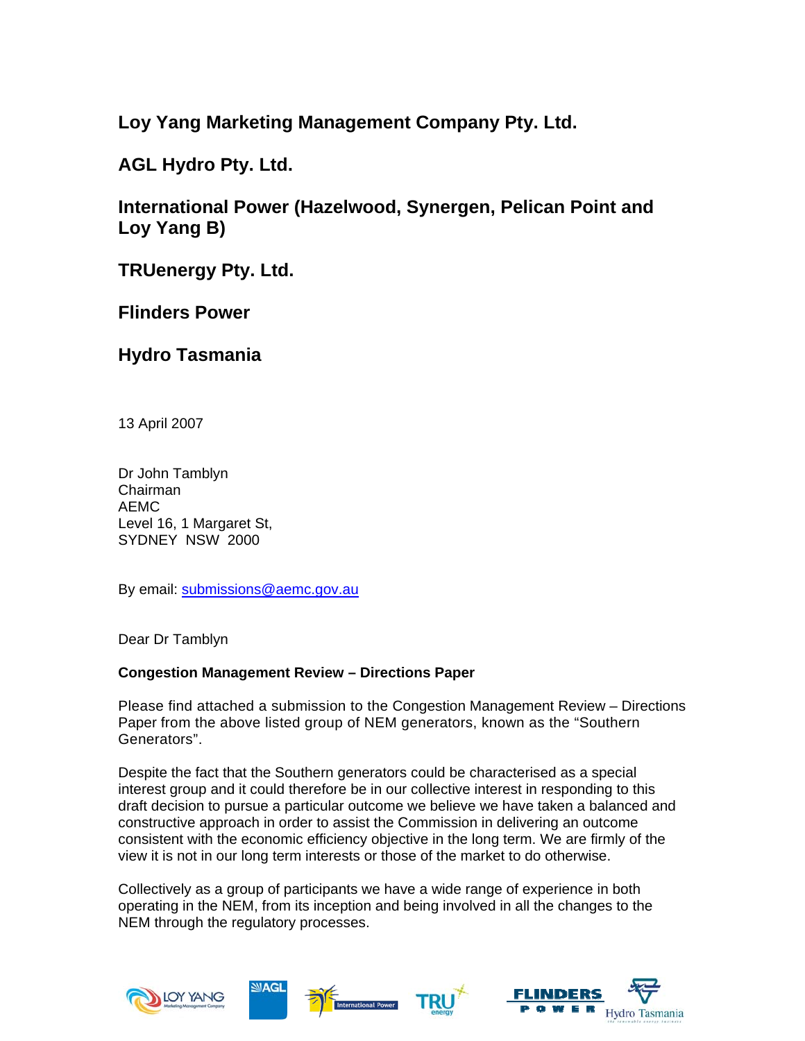**Loy Yang Marketing Management Company Pty. Ltd.**

**AGL Hydro Pty. Ltd.**

**International Power (Hazelwood, Synergen, Pelican Point and Loy Yang B)**

**TRUenergy Pty. Ltd.**

**Flinders Power**

**Hydro Tasmania**

13 April 2007

Dr John Tamblyn
Chairman
AEMC
Level 16, 1 Margaret St,
SYDNEY NSW 2000

By email: submissions@aemc.gov.au

Dear Dr Tamblyn

**Congestion Management Review – Directions Paper**

Please find attached a submission to the Congestion Management Review – Directions Paper from the above listed group of NEM generators, known as the "Southern Generators".

Despite the fact that the Southern generators could be characterised as a special interest group and it could therefore be in our collective interest in responding to this draft decision to pursue a particular outcome we believe we have taken a balanced and constructive approach in order to assist the Commission in delivering an outcome consistent with the economic efficiency objective in the long term. We are firmly of the view it is not in our long term interests or those of the market to do otherwise.

Collectively as a group of participants we have a wide range of experience in both operating in the NEM, from its inception and being involved in all the changes to the NEM through the regulatory processes.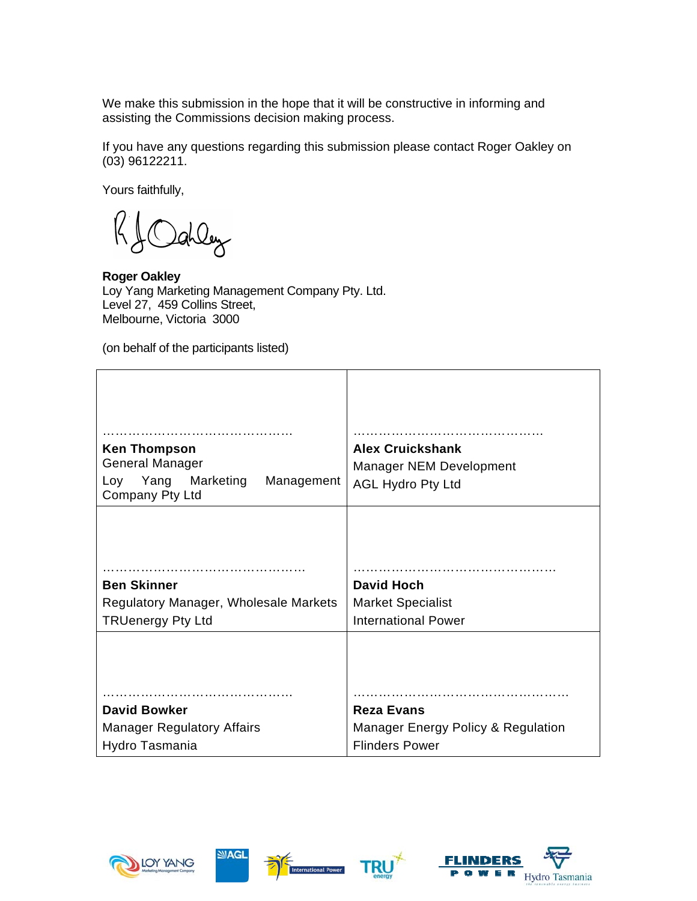We make this submission in the hope that it will be constructive in informing and assisting the Commissions decision making process.

If you have any questions regarding this submission please contact Roger Oakley on (03) 96122211.

Yours faithfully,

**Roger Oakley**
Loy Yang Marketing Management Company Pty. Ltd.
Level 27, 459 Collins Street,
Melbourne, Victoria 3000

(on behalf of the participants listed)

| | |
|---|---|
| ……………………………………… **Ken Thompson** General Manager Loy Yang Marketing Management Company Pty Ltd | ……………………………………… **Alex Cruickshank** Manager NEM Development AGL Hydro Pty Ltd |
| ……………………………………… **Ben Skinner** Regulatory Manager, Wholesale Markets TRUenergy Pty Ltd | ……………………………………… **David Hoch** Market Specialist International Power |
| ……………………………………… **David Bowker** Manager Regulatory Affairs Hydro Tasmania | ……………………………………… **Reza Evans** Manager Energy Policy & Regulation Flinders Power |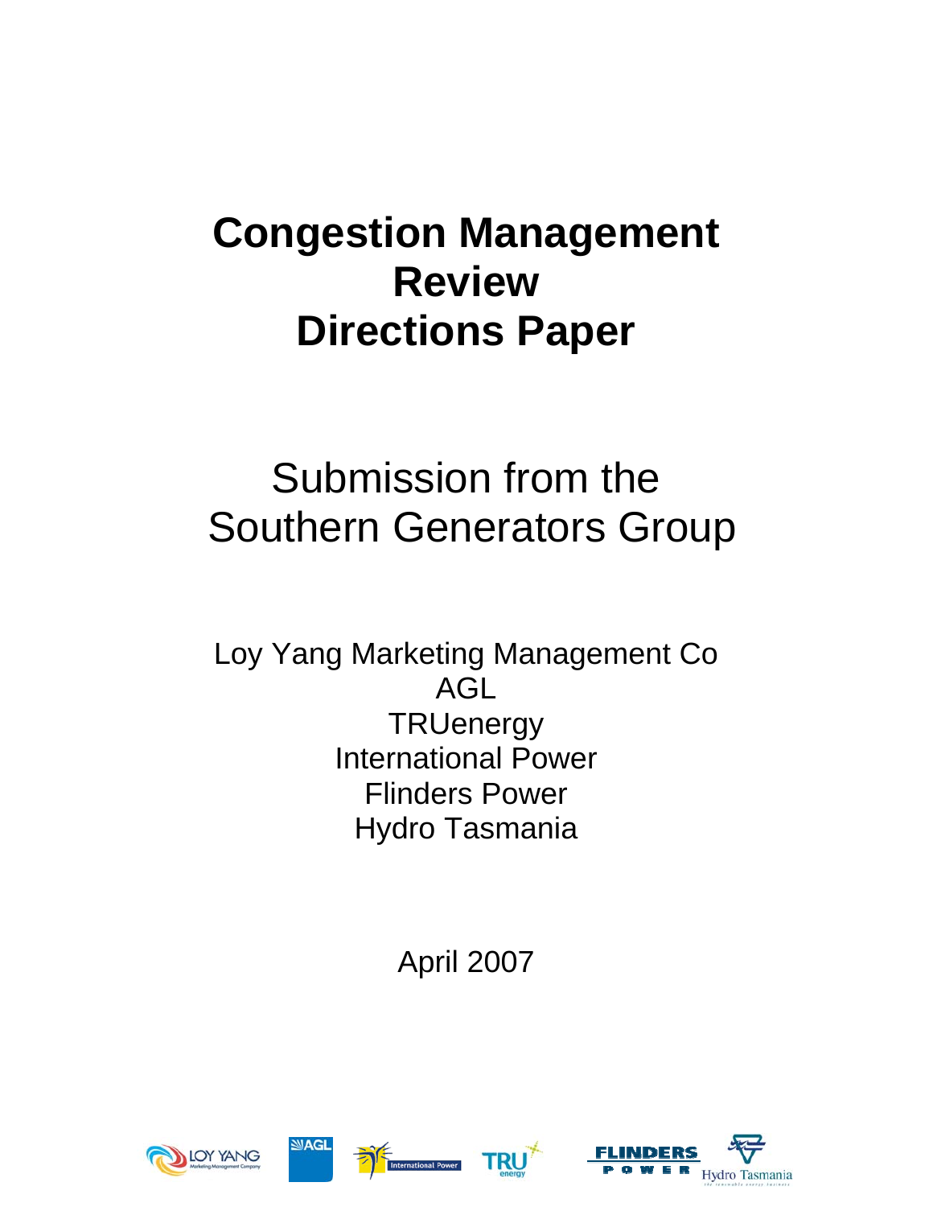# Congestion Management Review Directions Paper

## Submission from the Southern Generators Group

Loy Yang Marketing Management Co
AGL
TRUenergy
International Power
Flinders Power
Hydro Tasmania

April 2007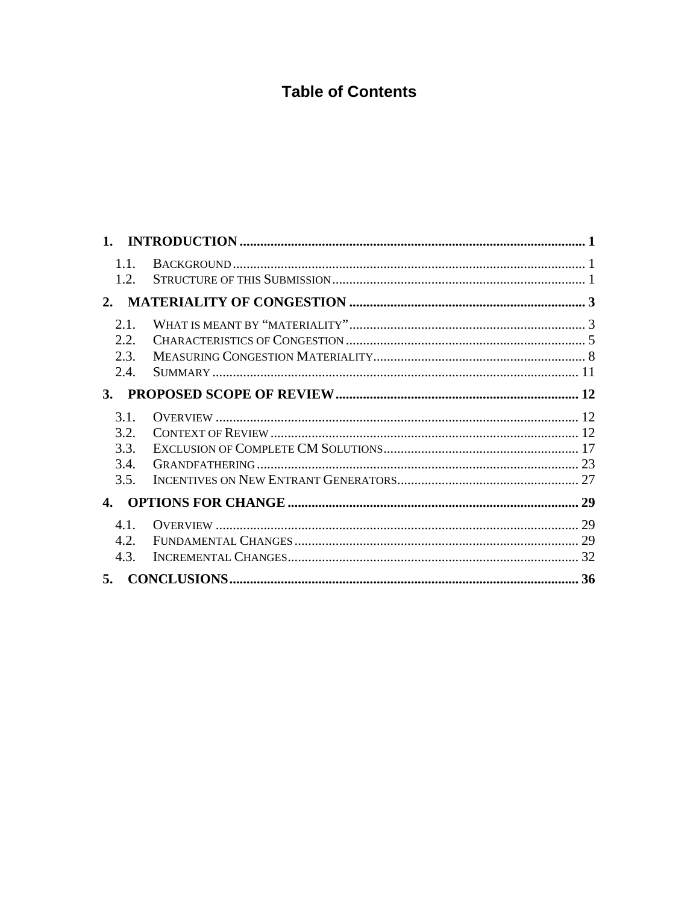# Table of Contents

1. **INTRODUCTION** ..... 1
   - 1.1. Background ..... 1
   - 1.2. Structure of this Submission ..... 1
2. **MATERIALITY OF CONGESTION** ..... 3
   - 2.1. What is meant by "materiality" ..... 3
   - 2.2. Characteristics of Congestion ..... 5
   - 2.3. Measuring Congestion Materiality ..... 8
   - 2.4. Summary ..... 11
3. **PROPOSED SCOPE OF REVIEW** ..... 12
   - 3.1. Overview ..... 12
   - 3.2. Context of Review ..... 12
   - 3.3. Exclusion of Complete CM Solutions ..... 17
   - 3.4. Grandfathering ..... 23
   - 3.5. Incentives on New Entrant Generators ..... 27
4. **OPTIONS FOR CHANGE** ..... 29
   - 4.1. Overview ..... 29
   - 4.2. Fundamental Changes ..... 29
   - 4.3. Incremental Changes ..... 32
5. **CONCLUSIONS** ..... 36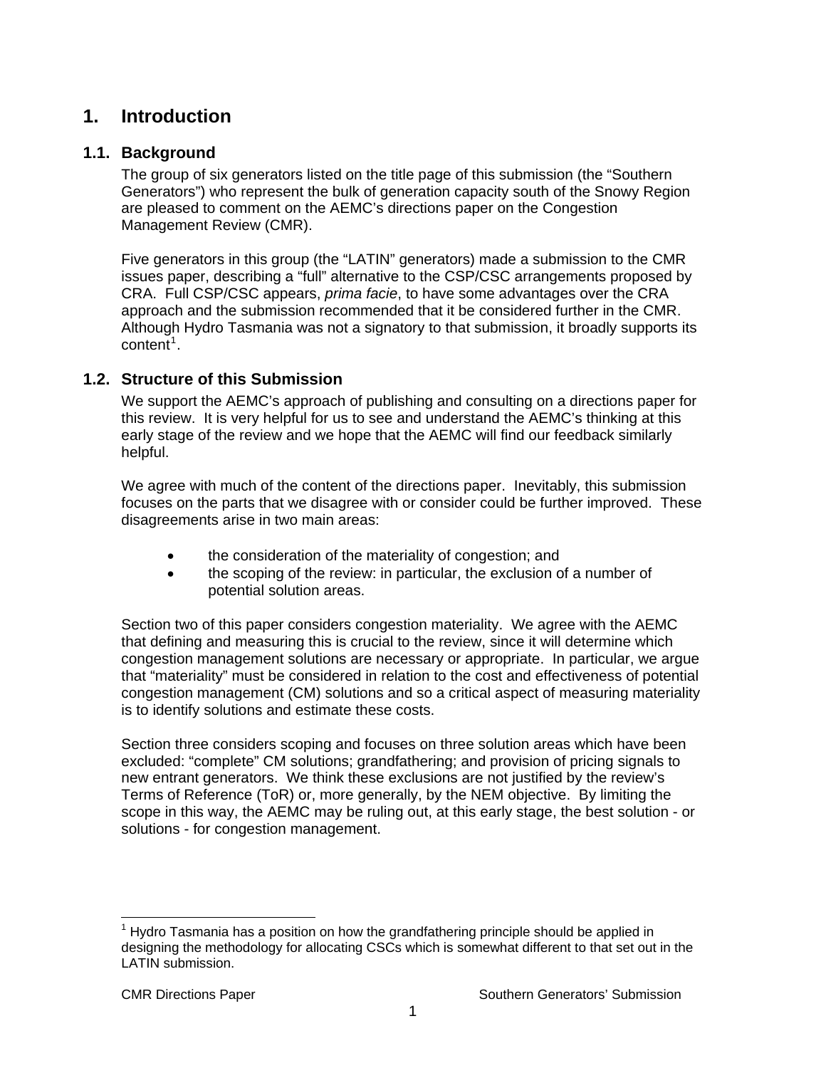# 1. Introduction

## 1.1. Background

The group of six generators listed on the title page of this submission (the "Southern Generators") who represent the bulk of generation capacity south of the Snowy Region are pleased to comment on the AEMC's directions paper on the Congestion Management Review (CMR).

Five generators in this group (the "LATIN" generators) made a submission to the CMR issues paper, describing a "full" alternative to the CSP/CSC arrangements proposed by CRA. Full CSP/CSC appears, *prima facie*, to have some advantages over the CRA approach and the submission recommended that it be considered further in the CMR. Although Hydro Tasmania was not a signatory to that submission, it broadly supports its content[1].

## 1.2. Structure of this Submission

We support the AEMC's approach of publishing and consulting on a directions paper for this review. It is very helpful for us to see and understand the AEMC's thinking at this early stage of the review and we hope that the AEMC will find our feedback similarly helpful.

We agree with much of the content of the directions paper. Inevitably, this submission focuses on the parts that we disagree with or consider could be further improved. These disagreements arise in two main areas:

- the consideration of the materiality of congestion; and
- the scoping of the review: in particular, the exclusion of a number of potential solution areas.

Section two of this paper considers congestion materiality. We agree with the AEMC that defining and measuring this is crucial to the review, since it will determine which congestion management solutions are necessary or appropriate. In particular, we argue that "materiality" must be considered in relation to the cost and effectiveness of potential congestion management (CM) solutions and so a critical aspect of measuring materiality is to identify solutions and estimate these costs.

Section three considers scoping and focuses on three solution areas which have been excluded: "complete" CM solutions; grandfathering; and provision of pricing signals to new entrant generators. We think these exclusions are not justified by the review's Terms of Reference (ToR) or, more generally, by the NEM objective. By limiting the scope in this way, the AEMC may be ruling out, at this early stage, the best solution - or solutions - for congestion management.

---

[1] Hydro Tasmania has a position on how the grandfathering principle should be applied in designing the methodology for allocating CSCs which is somewhat different to that set out in the LATIN submission.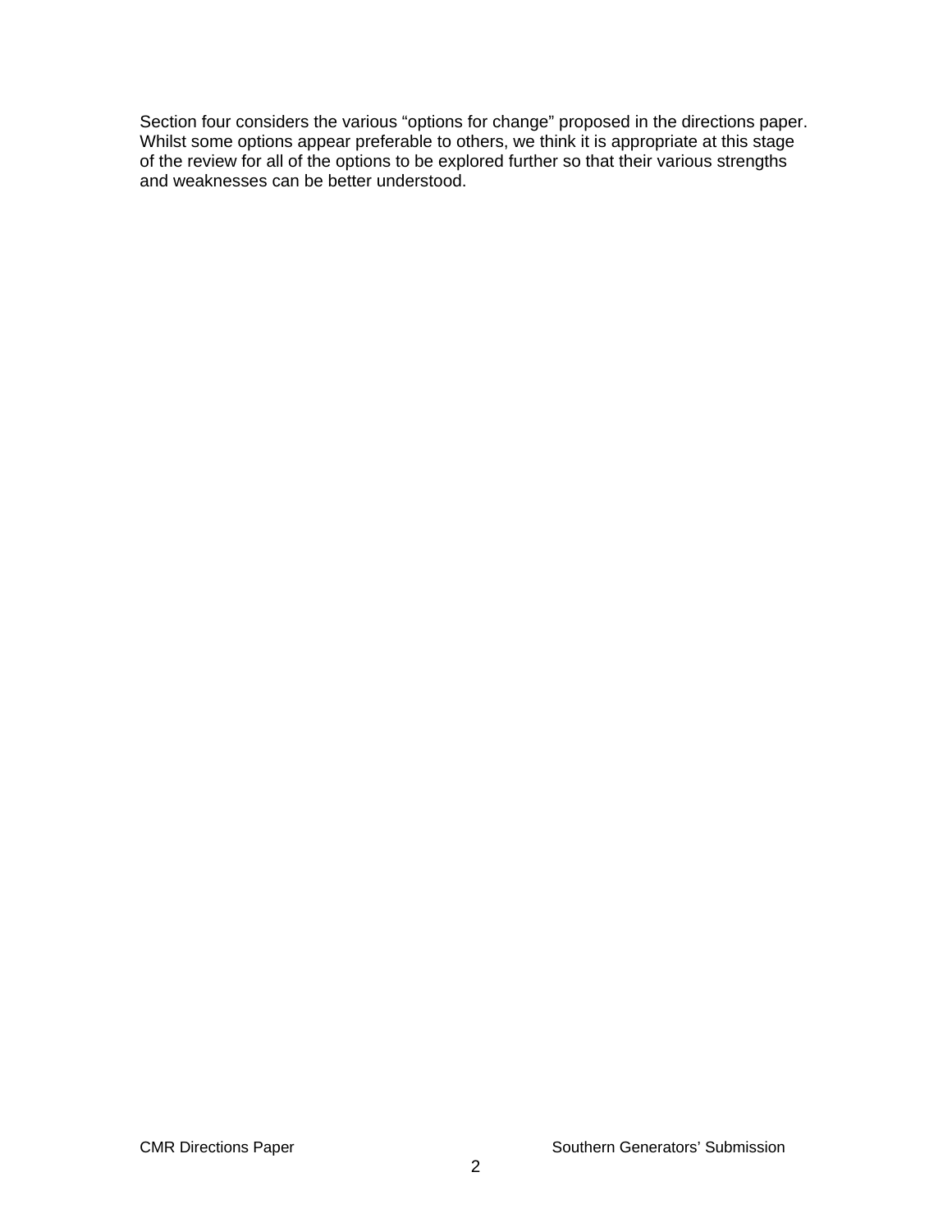Section four considers the various “options for change” proposed in the directions paper. Whilst some options appear preferable to others, we think it is appropriate at this stage of the review for all of the options to be explored further so that their various strengths and weaknesses can be better understood.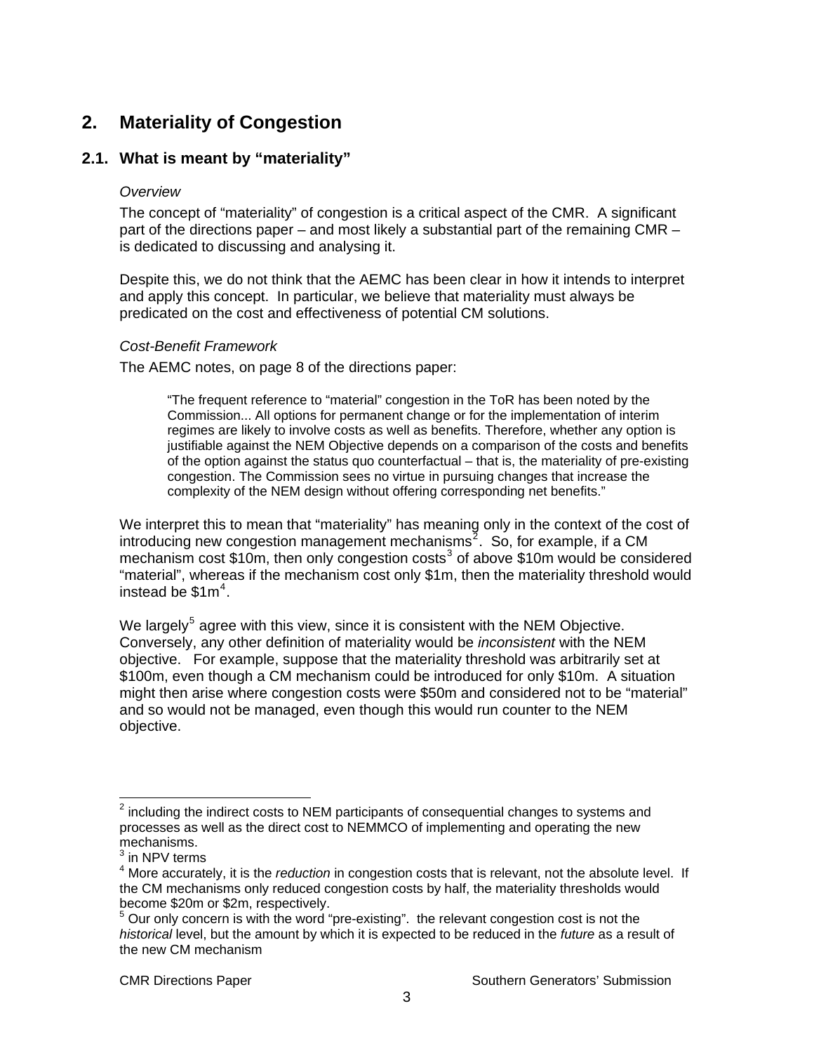# 2. Materiality of Congestion

## 2.1. What is meant by "materiality"

*Overview*

The concept of "materiality" of congestion is a critical aspect of the CMR. A significant part of the directions paper – and most likely a substantial part of the remaining CMR – is dedicated to discussing and analysing it.

Despite this, we do not think that the AEMC has been clear in how it intends to interpret and apply this concept. In particular, we believe that materiality must always be predicated on the cost and effectiveness of potential CM solutions.

*Cost-Benefit Framework*

The AEMC notes, on page 8 of the directions paper:

> "The frequent reference to "material" congestion in the ToR has been noted by the Commission... All options for permanent change or for the implementation of interim regimes are likely to involve costs as well as benefits. Therefore, whether any option is justifiable against the NEM Objective depends on a comparison of the costs and benefits of the option against the status quo counterfactual – that is, the materiality of pre-existing congestion. The Commission sees no virtue in pursuing changes that increase the complexity of the NEM design without offering corresponding net benefits."

We interpret this to mean that "materiality" has meaning only in the context of the cost of introducing new congestion management mechanisms[2]. So, for example, if a CM mechanism cost $10m, then only congestion costs[3] of above $10m would be considered "material", whereas if the mechanism cost only $1m, then the materiality threshold would instead be $1m[4].

We largely[5] agree with this view, since it is consistent with the NEM Objective. Conversely, any other definition of materiality would be *inconsistent* with the NEM objective. For example, suppose that the materiality threshold was arbitrarily set at $100m, even though a CM mechanism could be introduced for only $10m. A situation might then arise where congestion costs were $50m and considered not to be "material" and so would not be managed, even though this would run counter to the NEM objective.

---

[2] including the indirect costs to NEM participants of consequential changes to systems and processes as well as the direct cost to NEMMCO of implementing and operating the new mechanisms.

[3] in NPV terms

[4] More accurately, it is the *reduction* in congestion costs that is relevant, not the absolute level. If the CM mechanisms only reduced congestion costs by half, the materiality thresholds would become $20m or $2m, respectively.

[5] Our only concern is with the word "pre-existing". the relevant congestion cost is not the *historical* level, but the amount by which it is expected to be reduced in the *future* as a result of the new CM mechanism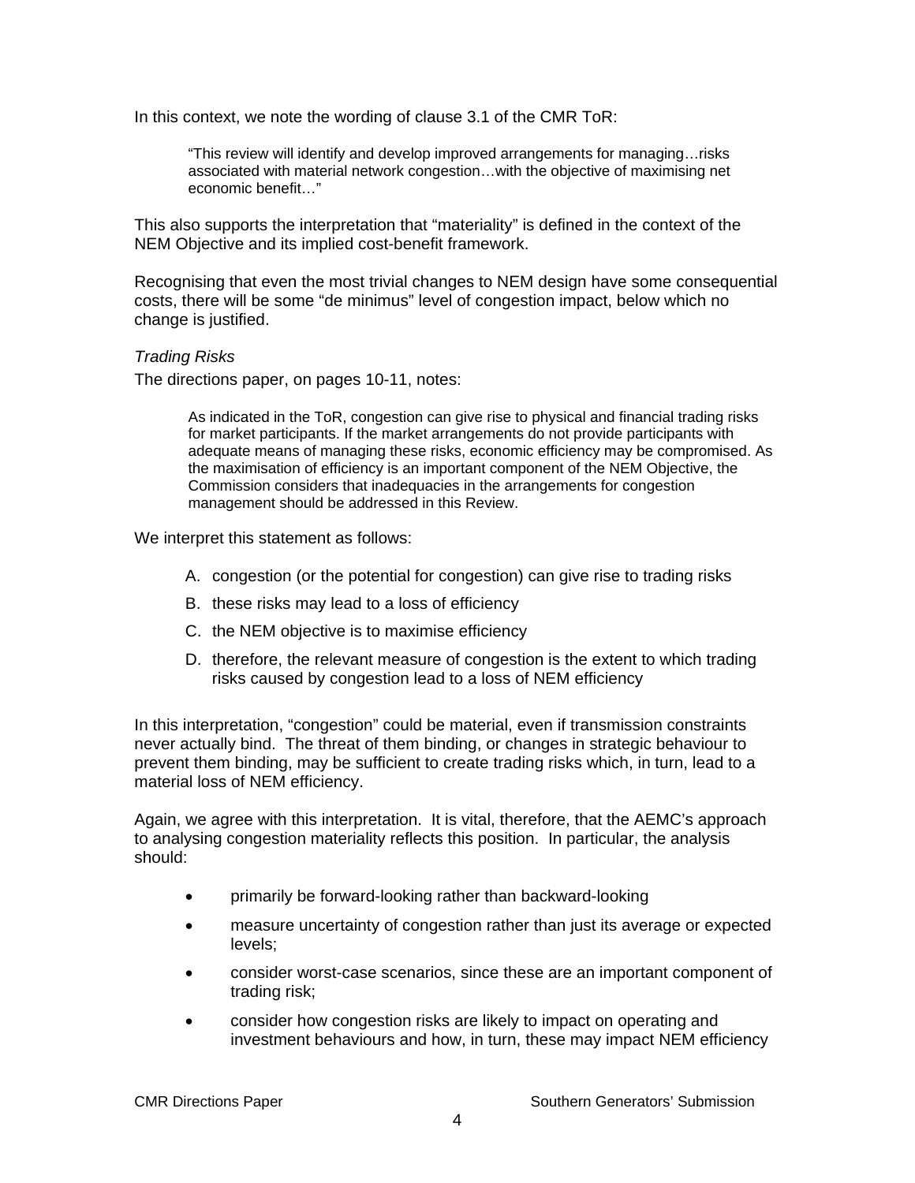In this context, we note the wording of clause 3.1 of the CMR ToR:

> "This review will identify and develop improved arrangements for managing…risks associated with material network congestion…with the objective of maximising net economic benefit…"

This also supports the interpretation that "materiality" is defined in the context of the NEM Objective and its implied cost-benefit framework.

Recognising that even the most trivial changes to NEM design have some consequential costs, there will be some "de minimus" level of congestion impact, below which no change is justified.

*Trading Risks*

The directions paper, on pages 10-11, notes:

> As indicated in the ToR, congestion can give rise to physical and financial trading risks for market participants. If the market arrangements do not provide participants with adequate means of managing these risks, economic efficiency may be compromised. As the maximisation of efficiency is an important component of the NEM Objective, the Commission considers that inadequacies in the arrangements for congestion management should be addressed in this Review.

We interpret this statement as follows:

A. congestion (or the potential for congestion) can give rise to trading risks

B. these risks may lead to a loss of efficiency

C. the NEM objective is to maximise efficiency

D. therefore, the relevant measure of congestion is the extent to which trading risks caused by congestion lead to a loss of NEM efficiency

In this interpretation, "congestion" could be material, even if transmission constraints never actually bind. The threat of them binding, or changes in strategic behaviour to prevent them binding, may be sufficient to create trading risks which, in turn, lead to a material loss of NEM efficiency.

Again, we agree with this interpretation. It is vital, therefore, that the AEMC's approach to analysing congestion materiality reflects this position. In particular, the analysis should:

- primarily be forward-looking rather than backward-looking
- measure uncertainty of congestion rather than just its average or expected levels;
- consider worst-case scenarios, since these are an important component of trading risk;
- consider how congestion risks are likely to impact on operating and investment behaviours and how, in turn, these may impact NEM efficiency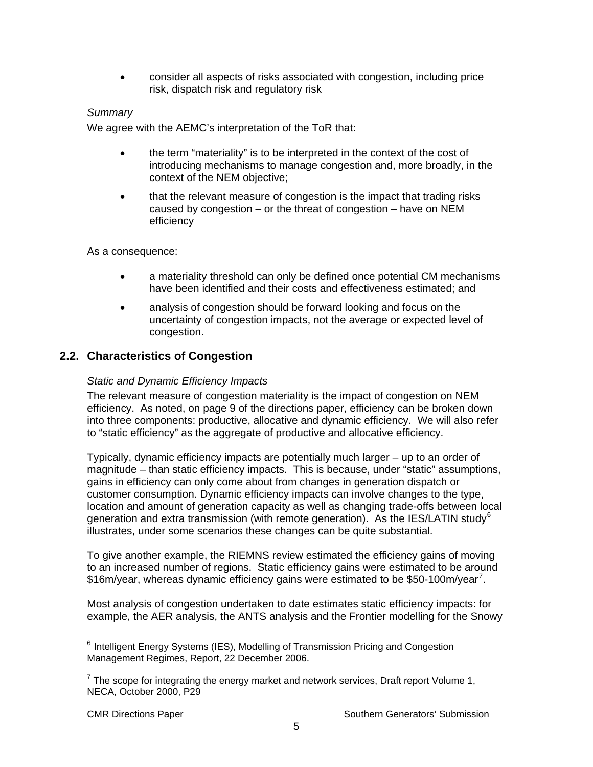- consider all aspects of risks associated with congestion, including price risk, dispatch risk and regulatory risk

*Summary*

We agree with the AEMC's interpretation of the ToR that:

- the term "materiality" is to be interpreted in the context of the cost of introducing mechanisms to manage congestion and, more broadly, in the context of the NEM objective;
- that the relevant measure of congestion is the impact that trading risks caused by congestion – or the threat of congestion – have on NEM efficiency

As a consequence:

- a materiality threshold can only be defined once potential CM mechanisms have been identified and their costs and effectiveness estimated; and
- analysis of congestion should be forward looking and focus on the uncertainty of congestion impacts, not the average or expected level of congestion.

## 2.2. Characteristics of Congestion

*Static and Dynamic Efficiency Impacts*

The relevant measure of congestion materiality is the impact of congestion on NEM efficiency. As noted, on page 9 of the directions paper, efficiency can be broken down into three components: productive, allocative and dynamic efficiency. We will also refer to "static efficiency" as the aggregate of productive and allocative efficiency.

Typically, dynamic efficiency impacts are potentially much larger – up to an order of magnitude – than static efficiency impacts. This is because, under "static" assumptions, gains in efficiency can only come about from changes in generation dispatch or customer consumption. Dynamic efficiency impacts can involve changes to the type, location and amount of generation capacity as well as changing trade-offs between local generation and extra transmission (with remote generation). As the IES/LATIN study[6] illustrates, under some scenarios these changes can be quite substantial.

To give another example, the RIEMNS review estimated the efficiency gains of moving to an increased number of regions. Static efficiency gains were estimated to be around $16m/year, whereas dynamic efficiency gains were estimated to be $50-100m/year[7].

Most analysis of congestion undertaken to date estimates static efficiency impacts: for example, the AER analysis, the ANTS analysis and the Frontier modelling for the Snowy

---

[6] Intelligent Energy Systems (IES), Modelling of Transmission Pricing and Congestion Management Regimes, Report, 22 December 2006.

[7] The scope for integrating the energy market and network services, Draft report Volume 1, NECA, October 2000, P29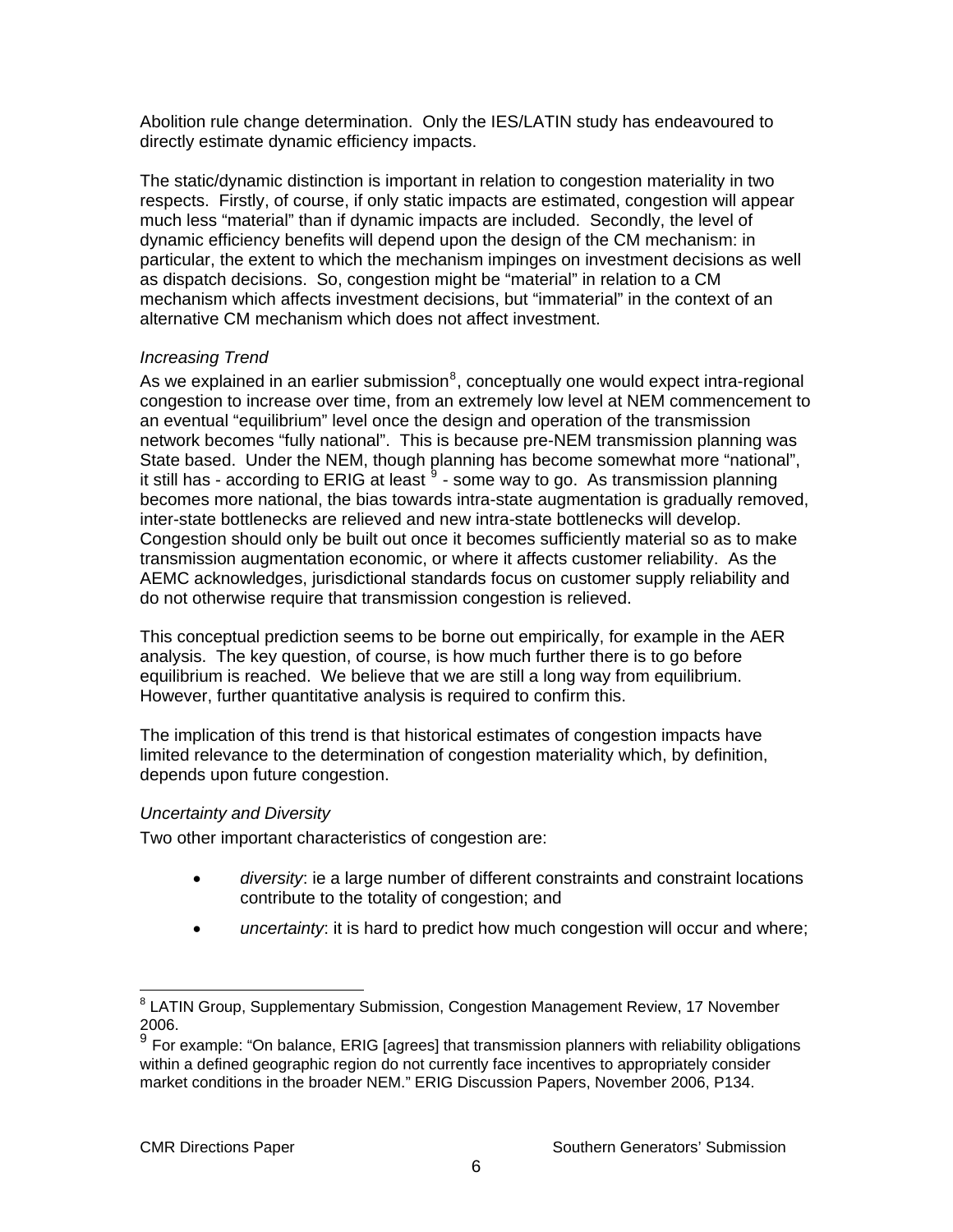Abolition rule change determination. Only the IES/LATIN study has endeavoured to directly estimate dynamic efficiency impacts.

The static/dynamic distinction is important in relation to congestion materiality in two respects. Firstly, of course, if only static impacts are estimated, congestion will appear much less "material" than if dynamic impacts are included. Secondly, the level of dynamic efficiency benefits will depend upon the design of the CM mechanism: in particular, the extent to which the mechanism impinges on investment decisions as well as dispatch decisions. So, congestion might be "material" in relation to a CM mechanism which affects investment decisions, but "immaterial" in the context of an alternative CM mechanism which does not affect investment.

*Increasing Trend*

As we explained in an earlier submission[8], conceptually one would expect intra-regional congestion to increase over time, from an extremely low level at NEM commencement to an eventual "equilibrium" level once the design and operation of the transmission network becomes "fully national". This is because pre-NEM transmission planning was State based. Under the NEM, though planning has become somewhat more "national", it still has - according to ERIG at least [9] - some way to go. As transmission planning becomes more national, the bias towards intra-state augmentation is gradually removed, inter-state bottlenecks are relieved and new intra-state bottlenecks will develop. Congestion should only be built out once it becomes sufficiently material so as to make transmission augmentation economic, or where it affects customer reliability. As the AEMC acknowledges, jurisdictional standards focus on customer supply reliability and do not otherwise require that transmission congestion is relieved.

This conceptual prediction seems to be borne out empirically, for example in the AER analysis. The key question, of course, is how much further there is to go before equilibrium is reached. We believe that we are still a long way from equilibrium. However, further quantitative analysis is required to confirm this.

The implication of this trend is that historical estimates of congestion impacts have limited relevance to the determination of congestion materiality which, by definition, depends upon future congestion.

*Uncertainty and Diversity*

Two other important characteristics of congestion are:

- *diversity*: ie a large number of different constraints and constraint locations contribute to the totality of congestion; and
- *uncertainty*: it is hard to predict how much congestion will occur and where;

---

[8] LATIN Group, Supplementary Submission, Congestion Management Review, 17 November 2006.

[9] For example: "On balance, ERIG [agrees] that transmission planners with reliability obligations within a defined geographic region do not currently face incentives to appropriately consider market conditions in the broader NEM." ERIG Discussion Papers, November 2006, P134.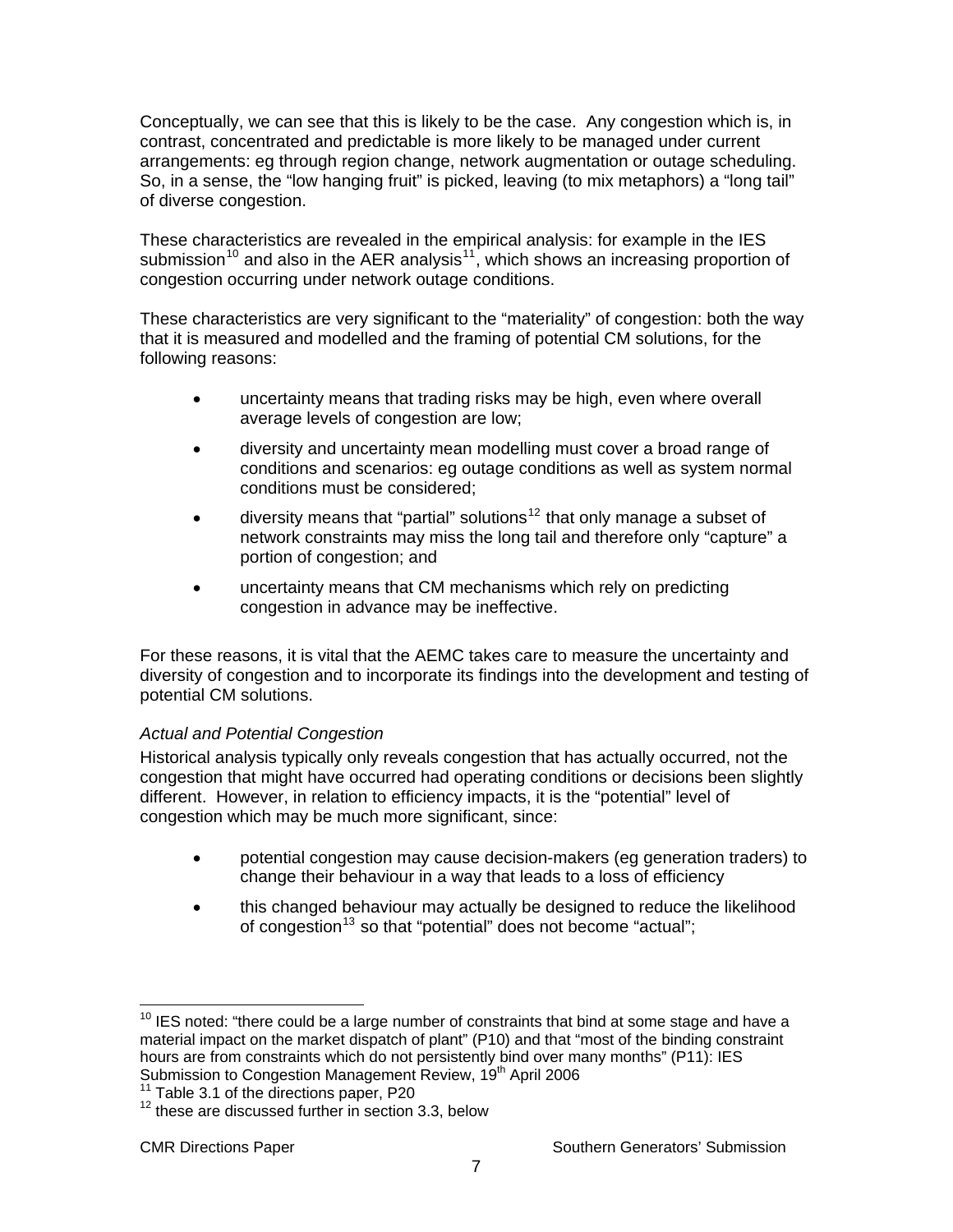Conceptually, we can see that this is likely to be the case. Any congestion which is, in contrast, concentrated and predictable is more likely to be managed under current arrangements: eg through region change, network augmentation or outage scheduling. So, in a sense, the "low hanging fruit" is picked, leaving (to mix metaphors) a "long tail" of diverse congestion.

These characteristics are revealed in the empirical analysis: for example in the IES submission[10] and also in the AER analysis[11], which shows an increasing proportion of congestion occurring under network outage conditions.

These characteristics are very significant to the "materiality" of congestion: both the way that it is measured and modelled and the framing of potential CM solutions, for the following reasons:

- uncertainty means that trading risks may be high, even where overall average levels of congestion are low;
- diversity and uncertainty mean modelling must cover a broad range of conditions and scenarios: eg outage conditions as well as system normal conditions must be considered;
- diversity means that "partial" solutions[12] that only manage a subset of network constraints may miss the long tail and therefore only "capture" a portion of congestion; and
- uncertainty means that CM mechanisms which rely on predicting congestion in advance may be ineffective.

For these reasons, it is vital that the AEMC takes care to measure the uncertainty and diversity of congestion and to incorporate its findings into the development and testing of potential CM solutions.

### *Actual and Potential Congestion*

Historical analysis typically only reveals congestion that has actually occurred, not the congestion that might have occurred had operating conditions or decisions been slightly different. However, in relation to efficiency impacts, it is the "potential" level of congestion which may be much more significant, since:

- potential congestion may cause decision-makers (eg generation traders) to change their behaviour in a way that leads to a loss of efficiency
- this changed behaviour may actually be designed to reduce the likelihood of congestion[13] so that "potential" does not become "actual";

---

[10] IES noted: "there could be a large number of constraints that bind at some stage and have a material impact on the market dispatch of plant" (P10) and that "most of the binding constraint hours are from constraints which do not persistently bind over many months" (P11): IES Submission to Congestion Management Review, 19th April 2006

[11] Table 3.1 of the directions paper, P20

[12] these are discussed further in section 3.3, below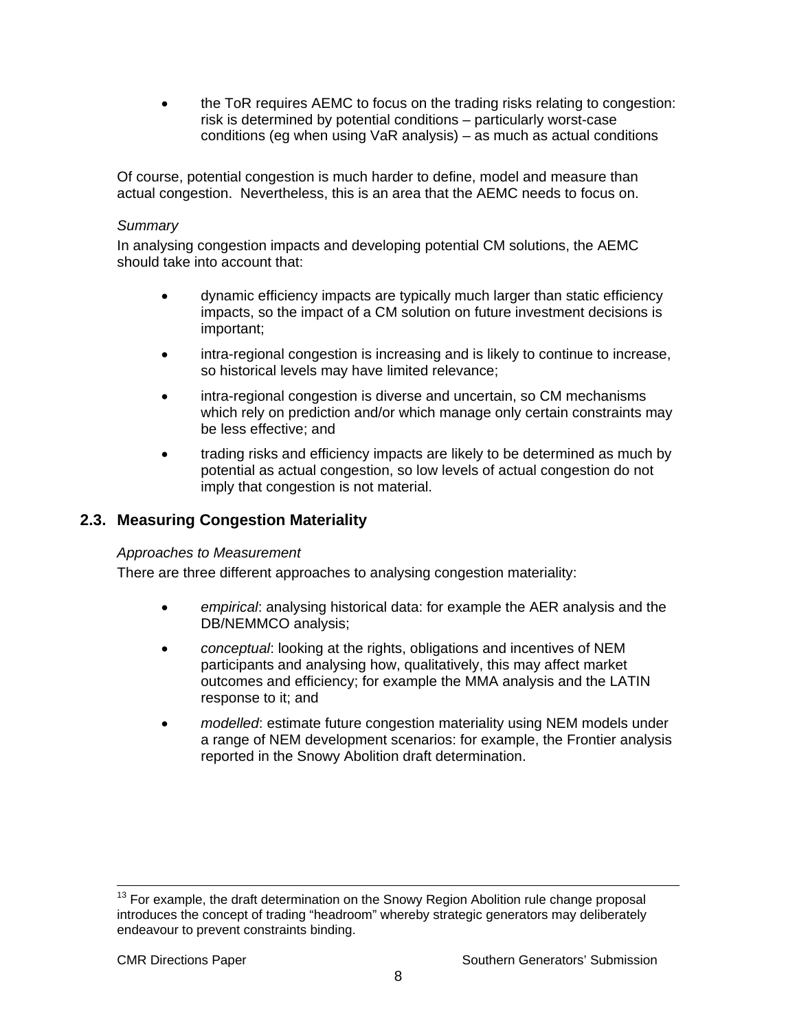- the ToR requires AEMC to focus on the trading risks relating to congestion: risk is determined by potential conditions – particularly worst-case conditions (eg when using VaR analysis) – as much as actual conditions

Of course, potential congestion is much harder to define, model and measure than actual congestion. Nevertheless, this is an area that the AEMC needs to focus on.

*Summary*

In analysing congestion impacts and developing potential CM solutions, the AEMC should take into account that:

- dynamic efficiency impacts are typically much larger than static efficiency impacts, so the impact of a CM solution on future investment decisions is important;
- intra-regional congestion is increasing and is likely to continue to increase, so historical levels may have limited relevance;
- intra-regional congestion is diverse and uncertain, so CM mechanisms which rely on prediction and/or which manage only certain constraints may be less effective; and
- trading risks and efficiency impacts are likely to be determined as much by potential as actual congestion, so low levels of actual congestion do not imply that congestion is not material.

## 2.3. Measuring Congestion Materiality

*Approaches to Measurement*

There are three different approaches to analysing congestion materiality:

- *empirical*: analysing historical data: for example the AER analysis and the DB/NEMMCO analysis;
- *conceptual*: looking at the rights, obligations and incentives of NEM participants and analysing how, qualitatively, this may affect market outcomes and efficiency; for example the MMA analysis and the LATIN response to it; and
- *modelled*: estimate future congestion materiality using NEM models under a range of NEM development scenarios: for example, the Frontier analysis reported in the Snowy Abolition draft determination.

---

[13] For example, the draft determination on the Snowy Region Abolition rule change proposal introduces the concept of trading "headroom" whereby strategic generators may deliberately endeavour to prevent constraints binding.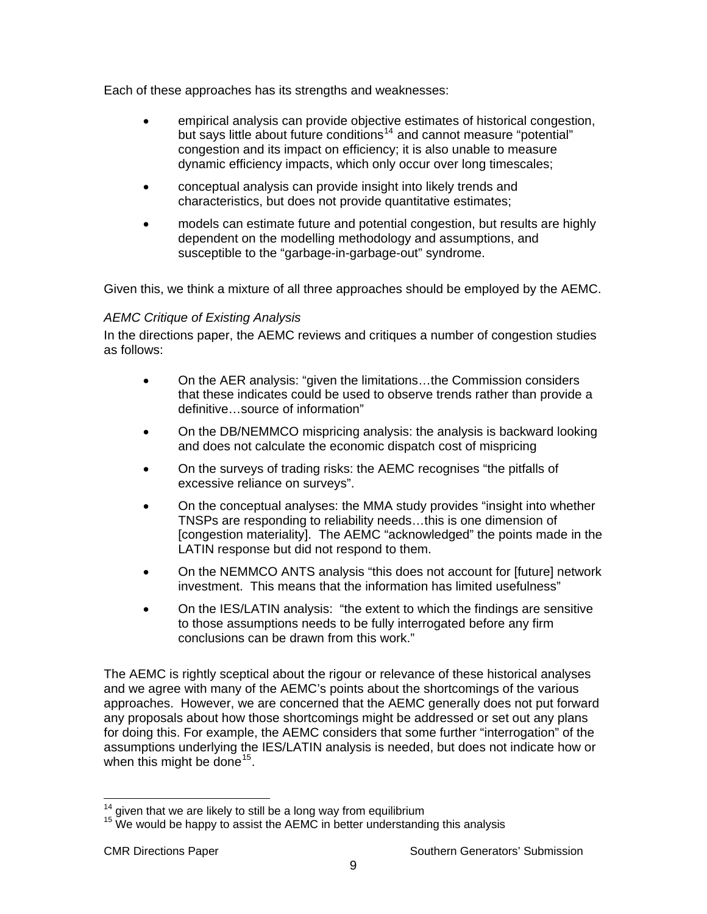Each of these approaches has its strengths and weaknesses:

- empirical analysis can provide objective estimates of historical congestion, but says little about future conditions[14] and cannot measure "potential" congestion and its impact on efficiency; it is also unable to measure dynamic efficiency impacts, which only occur over long timescales;
- conceptual analysis can provide insight into likely trends and characteristics, but does not provide quantitative estimates;
- models can estimate future and potential congestion, but results are highly dependent on the modelling methodology and assumptions, and susceptible to the "garbage-in-garbage-out" syndrome.

Given this, we think a mixture of all three approaches should be employed by the AEMC.

*AEMC Critique of Existing Analysis*

In the directions paper, the AEMC reviews and critiques a number of congestion studies as follows:

- On the AER analysis: "given the limitations…the Commission considers that these indicates could be used to observe trends rather than provide a definitive…source of information"
- On the DB/NEMMCO mispricing analysis: the analysis is backward looking and does not calculate the economic dispatch cost of mispricing
- On the surveys of trading risks: the AEMC recognises "the pitfalls of excessive reliance on surveys".
- On the conceptual analyses: the MMA study provides "insight into whether TNSPs are responding to reliability needs…this is one dimension of [congestion materiality]. The AEMC "acknowledged" the points made in the LATIN response but did not respond to them.
- On the NEMMCO ANTS analysis "this does not account for [future] network investment. This means that the information has limited usefulness"
- On the IES/LATIN analysis: "the extent to which the findings are sensitive to those assumptions needs to be fully interrogated before any firm conclusions can be drawn from this work."

The AEMC is rightly sceptical about the rigour or relevance of these historical analyses and we agree with many of the AEMC's points about the shortcomings of the various approaches. However, we are concerned that the AEMC generally does not put forward any proposals about how those shortcomings might be addressed or set out any plans for doing this. For example, the AEMC considers that some further "interrogation" of the assumptions underlying the IES/LATIN analysis is needed, but does not indicate how or when this might be done[15].

[14] given that we are likely to still be a long way from equilibrium

[15] We would be happy to assist the AEMC in better understanding this analysis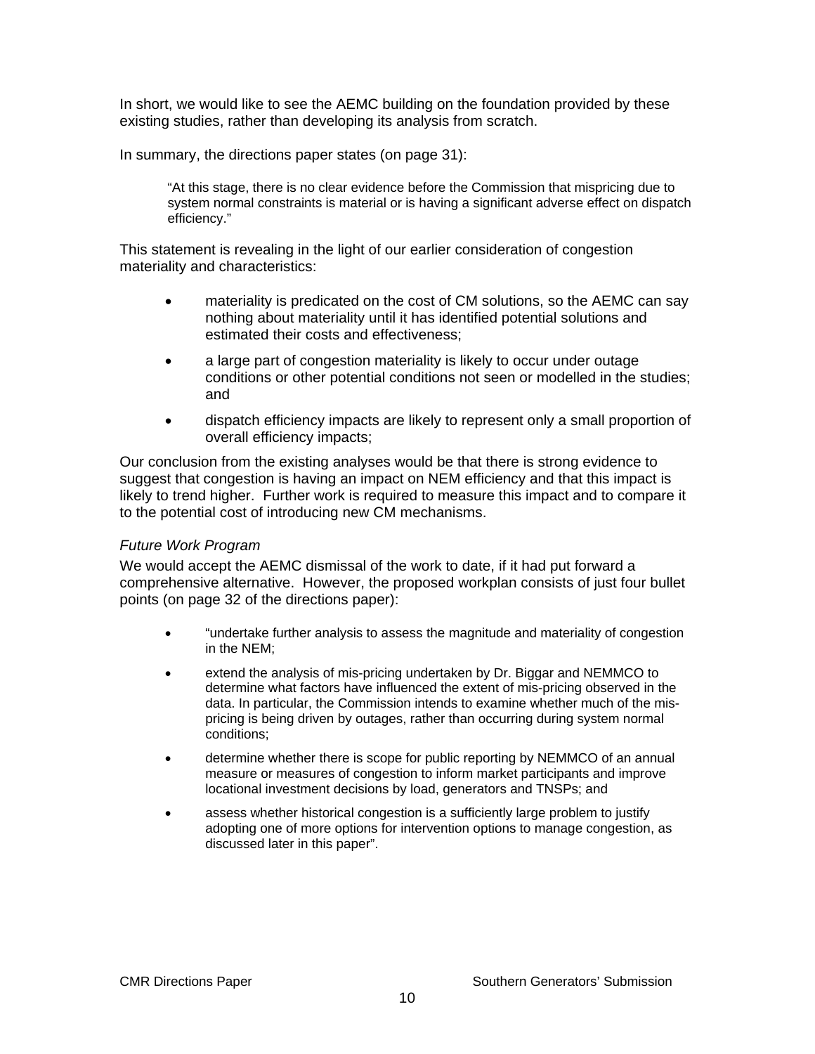In short, we would like to see the AEMC building on the foundation provided by these existing studies, rather than developing its analysis from scratch.

In summary, the directions paper states (on page 31):

> "At this stage, there is no clear evidence before the Commission that mispricing due to system normal constraints is material or is having a significant adverse effect on dispatch efficiency."

This statement is revealing in the light of our earlier consideration of congestion materiality and characteristics:

- materiality is predicated on the cost of CM solutions, so the AEMC can say nothing about materiality until it has identified potential solutions and estimated their costs and effectiveness;
- a large part of congestion materiality is likely to occur under outage conditions or other potential conditions not seen or modelled in the studies; and
- dispatch efficiency impacts are likely to represent only a small proportion of overall efficiency impacts;

Our conclusion from the existing analyses would be that there is strong evidence to suggest that congestion is having an impact on NEM efficiency and that this impact is likely to trend higher. Further work is required to measure this impact and to compare it to the potential cost of introducing new CM mechanisms.

*Future Work Program*

We would accept the AEMC dismissal of the work to date, if it had put forward a comprehensive alternative. However, the proposed workplan consists of just four bullet points (on page 32 of the directions paper):

- "undertake further analysis to assess the magnitude and materiality of congestion in the NEM;
- extend the analysis of mis-pricing undertaken by Dr. Biggar and NEMMCO to determine what factors have influenced the extent of mis-pricing observed in the data. In particular, the Commission intends to examine whether much of the mis-pricing is being driven by outages, rather than occurring during system normal conditions;
- determine whether there is scope for public reporting by NEMMCO of an annual measure or measures of congestion to inform market participants and improve locational investment decisions by load, generators and TNSPs; and
- assess whether historical congestion is a sufficiently large problem to justify adopting one of more options for intervention options to manage congestion, as discussed later in this paper".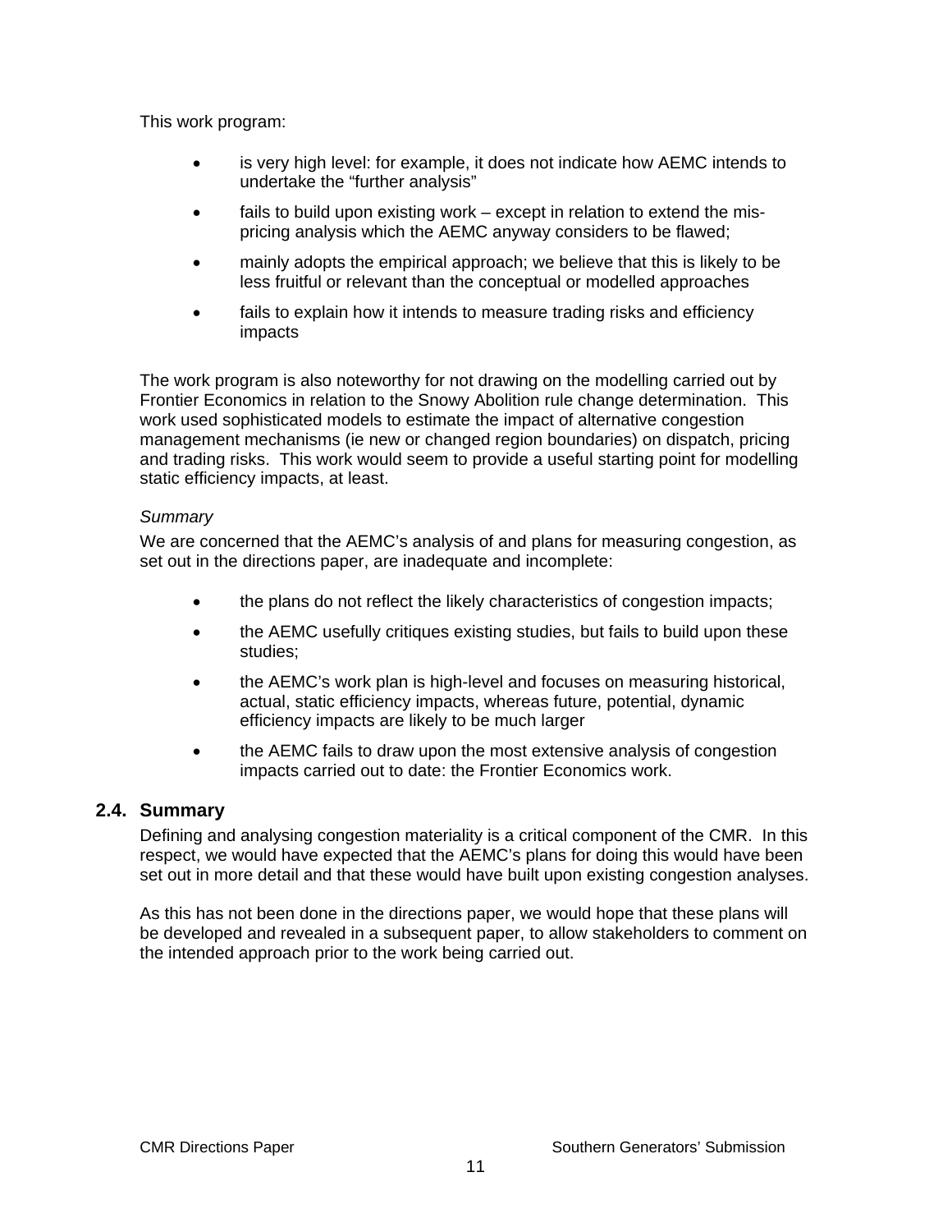This work program:

- is very high level: for example, it does not indicate how AEMC intends to undertake the "further analysis"
- fails to build upon existing work – except in relation to extend the mis-pricing analysis which the AEMC anyway considers to be flawed;
- mainly adopts the empirical approach; we believe that this is likely to be less fruitful or relevant than the conceptual or modelled approaches
- fails to explain how it intends to measure trading risks and efficiency impacts

The work program is also noteworthy for not drawing on the modelling carried out by Frontier Economics in relation to the Snowy Abolition rule change determination. This work used sophisticated models to estimate the impact of alternative congestion management mechanisms (ie new or changed region boundaries) on dispatch, pricing and trading risks. This work would seem to provide a useful starting point for modelling static efficiency impacts, at least.

*Summary*

We are concerned that the AEMC's analysis of and plans for measuring congestion, as set out in the directions paper, are inadequate and incomplete:

- the plans do not reflect the likely characteristics of congestion impacts;
- the AEMC usefully critiques existing studies, but fails to build upon these studies;
- the AEMC's work plan is high-level and focuses on measuring historical, actual, static efficiency impacts, whereas future, potential, dynamic efficiency impacts are likely to be much larger
- the AEMC fails to draw upon the most extensive analysis of congestion impacts carried out to date: the Frontier Economics work.

## 2.4. Summary

Defining and analysing congestion materiality is a critical component of the CMR. In this respect, we would have expected that the AEMC's plans for doing this would have been set out in more detail and that these would have built upon existing congestion analyses.

As this has not been done in the directions paper, we would hope that these plans will be developed and revealed in a subsequent paper, to allow stakeholders to comment on the intended approach prior to the work being carried out.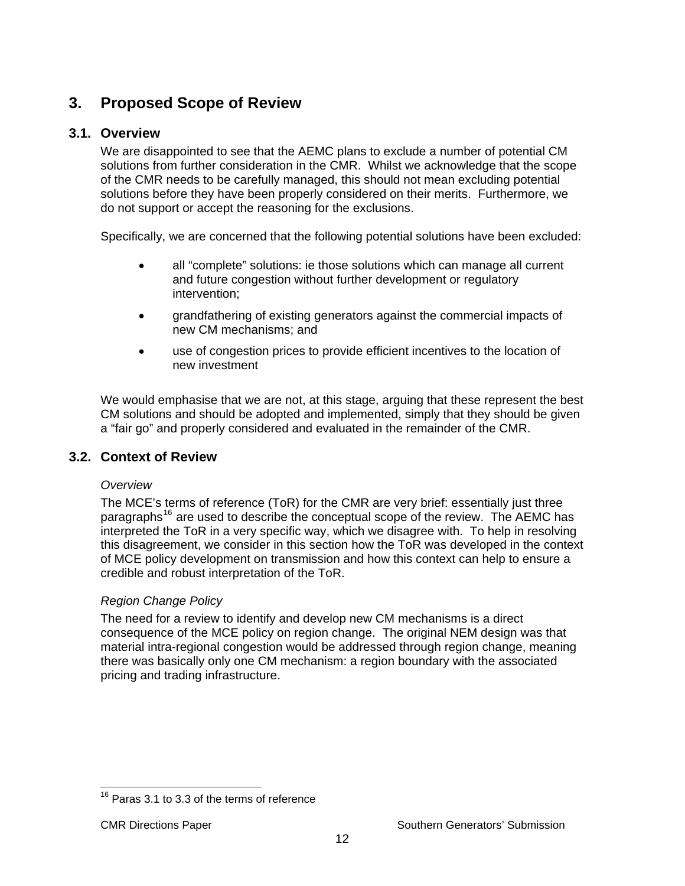# 3. Proposed Scope of Review

## 3.1. Overview

We are disappointed to see that the AEMC plans to exclude a number of potential CM solutions from further consideration in the CMR. Whilst we acknowledge that the scope of the CMR needs to be carefully managed, this should not mean excluding potential solutions before they have been properly considered on their merits. Furthermore, we do not support or accept the reasoning for the exclusions.

Specifically, we are concerned that the following potential solutions have been excluded:

- all "complete" solutions: ie those solutions which can manage all current and future congestion without further development or regulatory intervention;
- grandfathering of existing generators against the commercial impacts of new CM mechanisms; and
- use of congestion prices to provide efficient incentives to the location of new investment

We would emphasise that we are not, at this stage, arguing that these represent the best CM solutions and should be adopted and implemented, simply that they should be given a "fair go" and properly considered and evaluated in the remainder of the CMR.

## 3.2. Context of Review

*Overview*

The MCE's terms of reference (ToR) for the CMR are very brief: essentially just three paragraphs[16] are used to describe the conceptual scope of the review. The AEMC has interpreted the ToR in a very specific way, which we disagree with. To help in resolving this disagreement, we consider in this section how the ToR was developed in the context of MCE policy development on transmission and how this context can help to ensure a credible and robust interpretation of the ToR.

*Region Change Policy*

The need for a review to identify and develop new CM mechanisms is a direct consequence of the MCE policy on region change. The original NEM design was that material intra-regional congestion would be addressed through region change, meaning there was basically only one CM mechanism: a region boundary with the associated pricing and trading infrastructure.

[16] Paras 3.1 to 3.3 of the terms of reference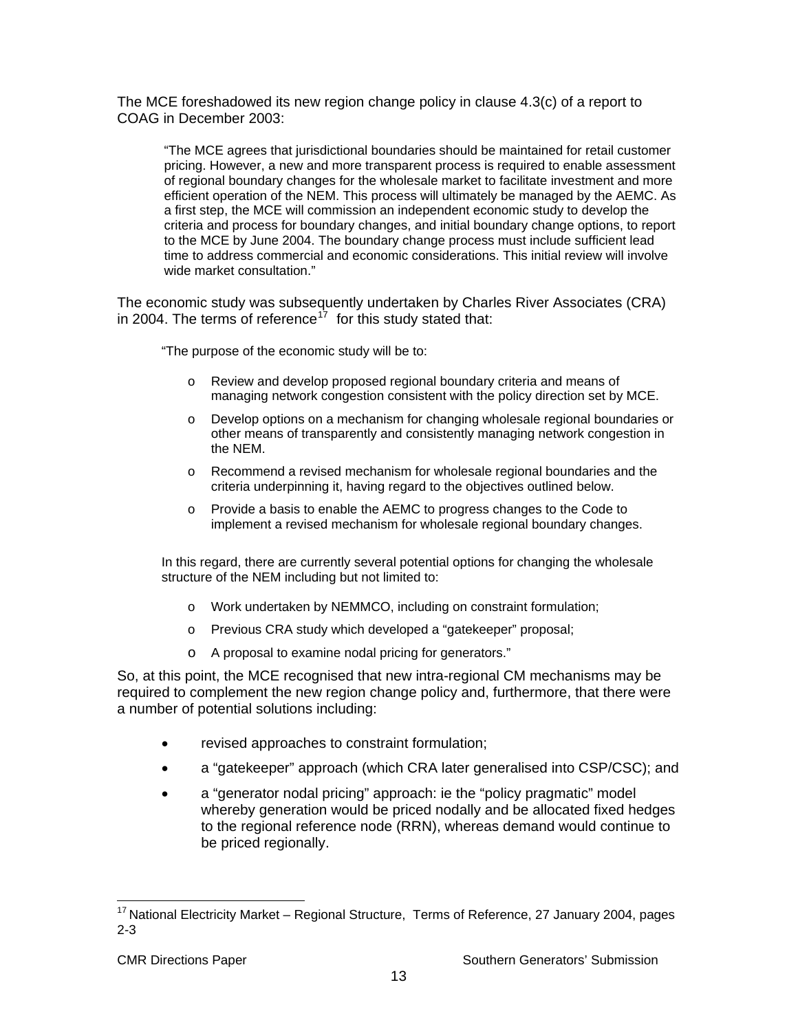The MCE foreshadowed its new region change policy in clause 4.3(c) of a report to COAG in December 2003:

> "The MCE agrees that jurisdictional boundaries should be maintained for retail customer pricing. However, a new and more transparent process is required to enable assessment of regional boundary changes for the wholesale market to facilitate investment and more efficient operation of the NEM. This process will ultimately be managed by the AEMC. As a first step, the MCE will commission an independent economic study to develop the criteria and process for boundary changes, and initial boundary change options, to report to the MCE by June 2004. The boundary change process must include sufficient lead time to address commercial and economic considerations. This initial review will involve wide market consultation."

The economic study was subsequently undertaken by Charles River Associates (CRA) in 2004. The terms of reference[17] for this study stated that:

> "The purpose of the economic study will be to:
>
> - Review and develop proposed regional boundary criteria and means of managing network congestion consistent with the policy direction set by MCE.
> - Develop options on a mechanism for changing wholesale regional boundaries or other means of transparently and consistently managing network congestion in the NEM.
> - Recommend a revised mechanism for wholesale regional boundaries and the criteria underpinning it, having regard to the objectives outlined below.
> - Provide a basis to enable the AEMC to progress changes to the Code to implement a revised mechanism for wholesale regional boundary changes.
>
> In this regard, there are currently several potential options for changing the wholesale structure of the NEM including but not limited to:
>
> - Work undertaken by NEMMCO, including on constraint formulation;
> - Previous CRA study which developed a "gatekeeper" proposal;
> - A proposal to examine nodal pricing for generators."

So, at this point, the MCE recognised that new intra-regional CM mechanisms may be required to complement the new region change policy and, furthermore, that there were a number of potential solutions including:

- revised approaches to constraint formulation;
- a "gatekeeper" approach (which CRA later generalised into CSP/CSC); and
- a "generator nodal pricing" approach: ie the "policy pragmatic" model whereby generation would be priced nodally and be allocated fixed hedges to the regional reference node (RRN), whereas demand would continue to be priced regionally.

---

[17] National Electricity Market – Regional Structure, Terms of Reference, 27 January 2004, pages 2-3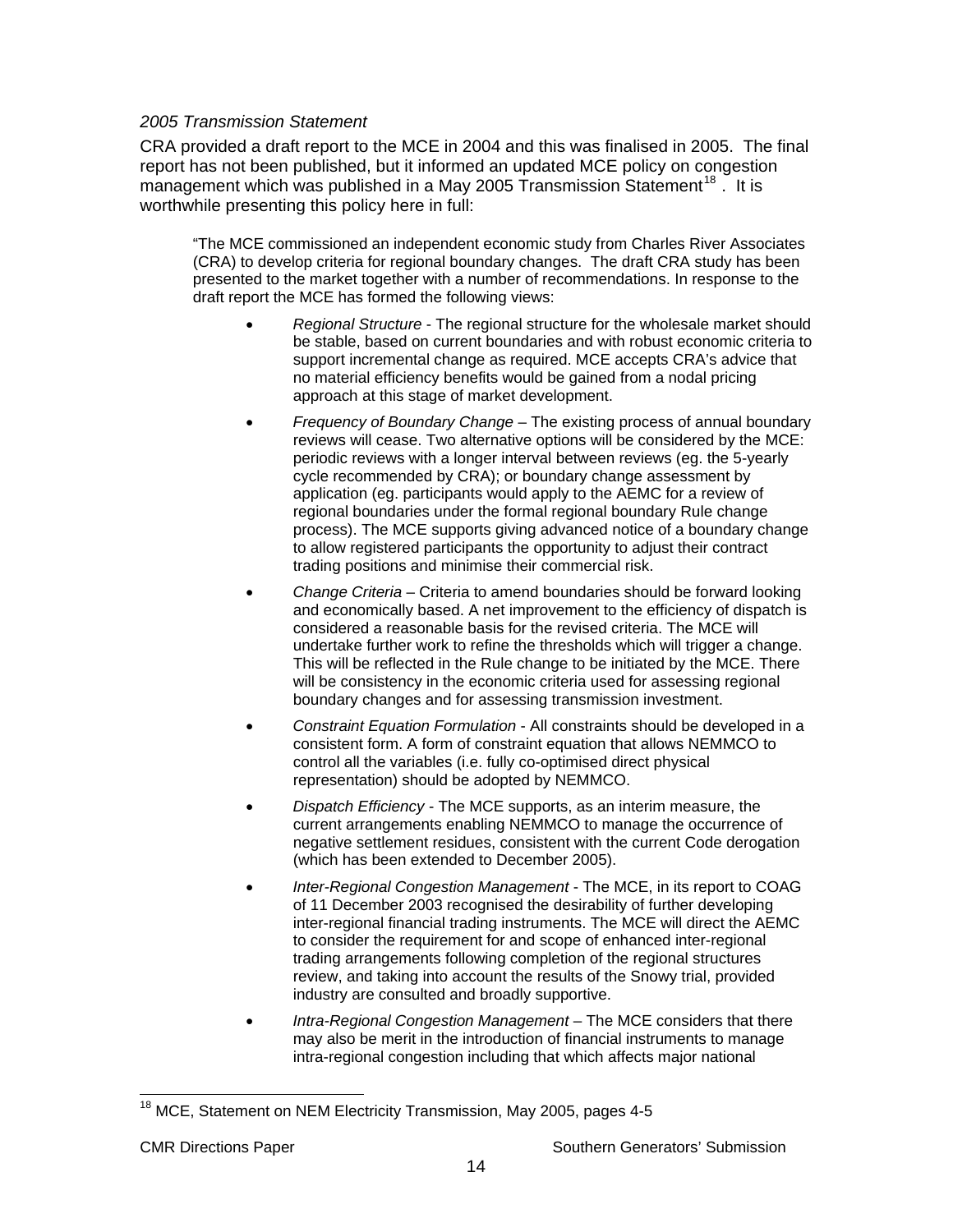*2005 Transmission Statement*

CRA provided a draft report to the MCE in 2004 and this was finalised in 2005. The final report has not been published, but it informed an updated MCE policy on congestion management which was published in a May 2005 Transmission Statement[18]. It is worthwhile presenting this policy here in full:

> "The MCE commissioned an independent economic study from Charles River Associates (CRA) to develop criteria for regional boundary changes. The draft CRA study has been presented to the market together with a number of recommendations. In response to the draft report the MCE has formed the following views:
>
> - *Regional Structure* - The regional structure for the wholesale market should be stable, based on current boundaries and with robust economic criteria to support incremental change as required. MCE accepts CRA's advice that no material efficiency benefits would be gained from a nodal pricing approach at this stage of market development.
> - *Frequency of Boundary Change* – The existing process of annual boundary reviews will cease. Two alternative options will be considered by the MCE: periodic reviews with a longer interval between reviews (eg. the 5-yearly cycle recommended by CRA); or boundary change assessment by application (eg. participants would apply to the AEMC for a review of regional boundaries under the formal regional boundary Rule change process). The MCE supports giving advanced notice of a boundary change to allow registered participants the opportunity to adjust their contract trading positions and minimise their commercial risk.
> - *Change Criteria* – Criteria to amend boundaries should be forward looking and economically based. A net improvement to the efficiency of dispatch is considered a reasonable basis for the revised criteria. The MCE will undertake further work to refine the thresholds which will trigger a change. This will be reflected in the Rule change to be initiated by the MCE. There will be consistency in the economic criteria used for assessing regional boundary changes and for assessing transmission investment.
> - *Constraint Equation Formulation* - All constraints should be developed in a consistent form. A form of constraint equation that allows NEMMCO to control all the variables (i.e. fully co-optimised direct physical representation) should be adopted by NEMMCO.
> - *Dispatch Efficiency* - The MCE supports, as an interim measure, the current arrangements enabling NEMMCO to manage the occurrence of negative settlement residues, consistent with the current Code derogation (which has been extended to December 2005).
> - *Inter-Regional Congestion Management* - The MCE, in its report to COAG of 11 December 2003 recognised the desirability of further developing inter-regional financial trading instruments. The MCE will direct the AEMC to consider the requirement for and scope of enhanced inter-regional trading arrangements following completion of the regional structures review, and taking into account the results of the Snowy trial, provided industry are consulted and broadly supportive.
> - *Intra-Regional Congestion Management* – The MCE considers that there may also be merit in the introduction of financial instruments to manage intra-regional congestion including that which affects major national

---

[18] MCE, Statement on NEM Electricity Transmission, May 2005, pages 4-5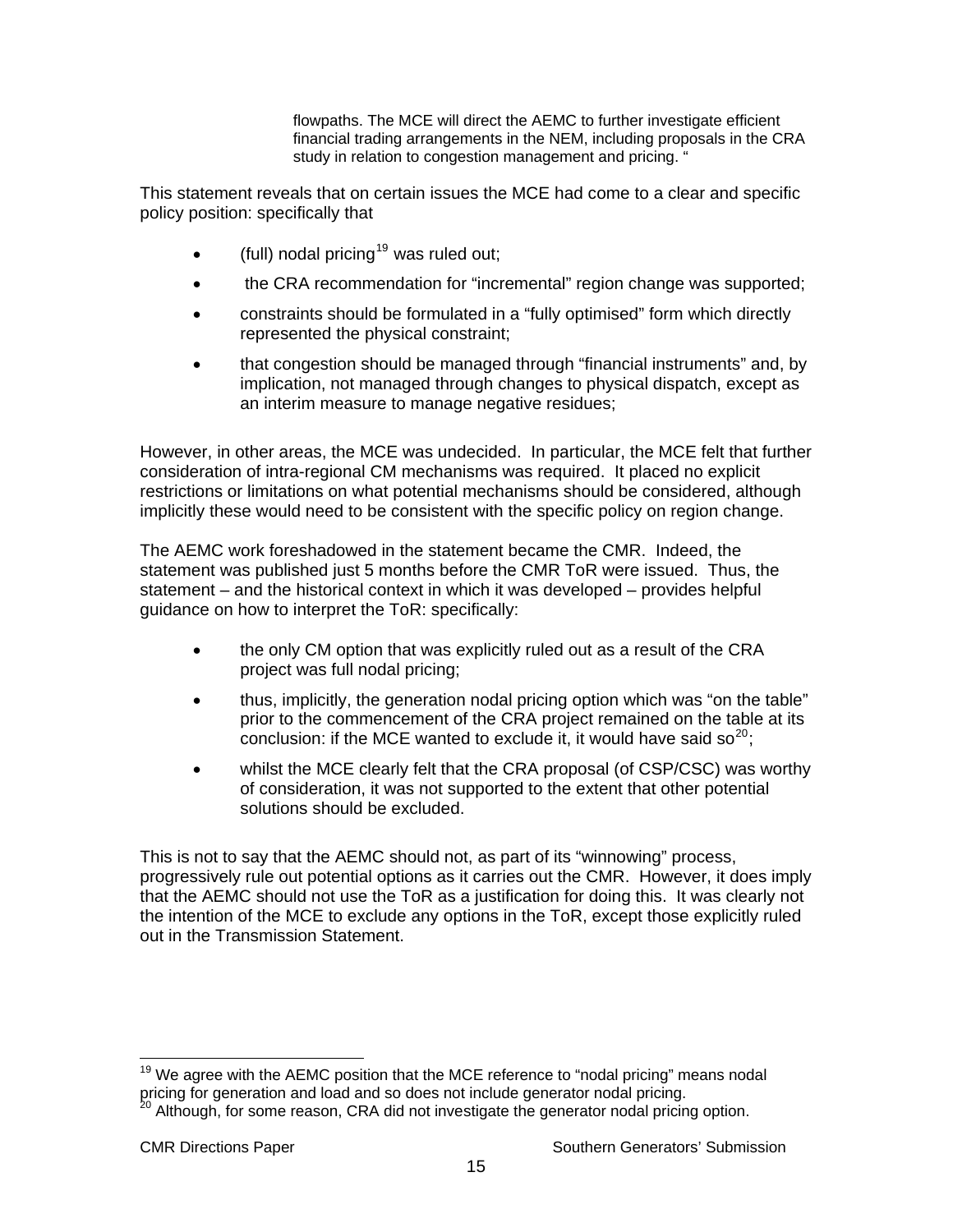> flowpaths. The MCE will direct the AEMC to further investigate efficient financial trading arrangements in the NEM, including proposals in the CRA study in relation to congestion management and pricing. "

This statement reveals that on certain issues the MCE had come to a clear and specific policy position: specifically that

- (full) nodal pricing[19] was ruled out;
- the CRA recommendation for "incremental" region change was supported;
- constraints should be formulated in a "fully optimised" form which directly represented the physical constraint;
- that congestion should be managed through "financial instruments" and, by implication, not managed through changes to physical dispatch, except as an interim measure to manage negative residues;

However, in other areas, the MCE was undecided. In particular, the MCE felt that further consideration of intra-regional CM mechanisms was required. It placed no explicit restrictions or limitations on what potential mechanisms should be considered, although implicitly these would need to be consistent with the specific policy on region change.

The AEMC work foreshadowed in the statement became the CMR. Indeed, the statement was published just 5 months before the CMR ToR were issued. Thus, the statement – and the historical context in which it was developed – provides helpful guidance on how to interpret the ToR: specifically:

- the only CM option that was explicitly ruled out as a result of the CRA project was full nodal pricing;
- thus, implicitly, the generation nodal pricing option which was "on the table" prior to the commencement of the CRA project remained on the table at its conclusion: if the MCE wanted to exclude it, it would have said so[20];
- whilst the MCE clearly felt that the CRA proposal (of CSP/CSC) was worthy of consideration, it was not supported to the extent that other potential solutions should be excluded.

This is not to say that the AEMC should not, as part of its "winnowing" process, progressively rule out potential options as it carries out the CMR. However, it does imply that the AEMC should not use the ToR as a justification for doing this. It was clearly not the intention of the MCE to exclude any options in the ToR, except those explicitly ruled out in the Transmission Statement.

---

[19] We agree with the AEMC position that the MCE reference to "nodal pricing" means nodal pricing for generation and load and so does not include generator nodal pricing.

[20] Although, for some reason, CRA did not investigate the generator nodal pricing option.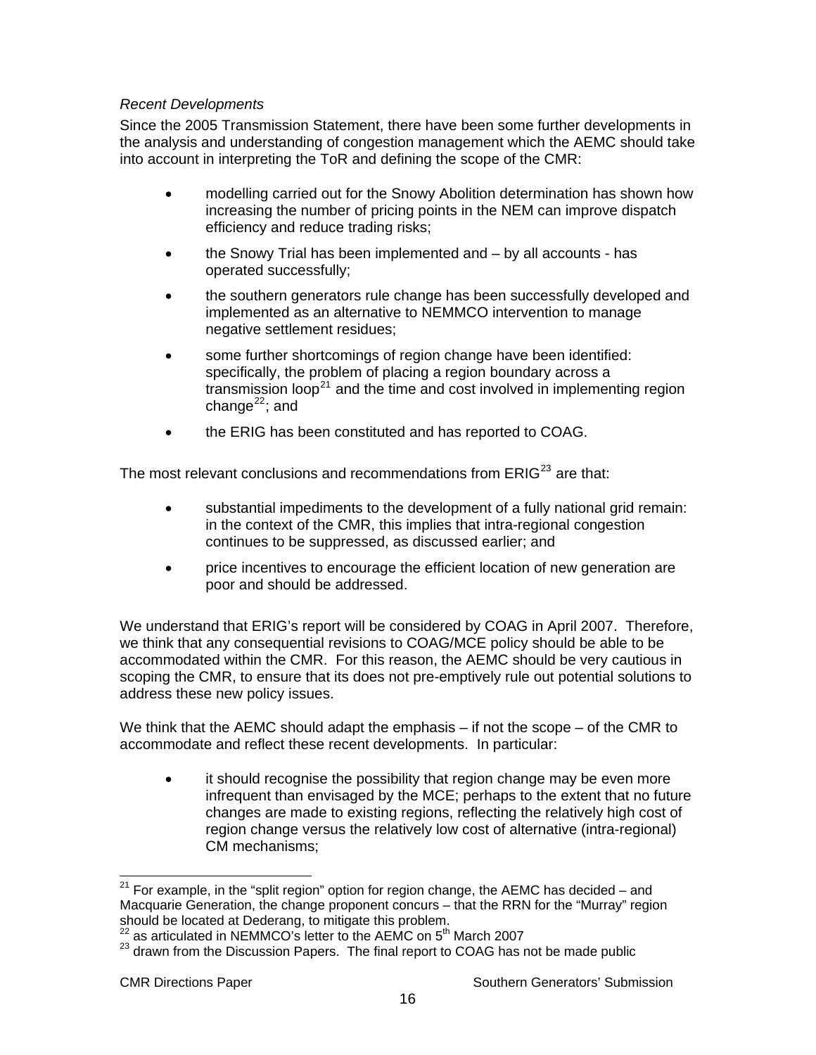*Recent Developments*

Since the 2005 Transmission Statement, there have been some further developments in the analysis and understanding of congestion management which the AEMC should take into account in interpreting the ToR and defining the scope of the CMR:

- modelling carried out for the Snowy Abolition determination has shown how increasing the number of pricing points in the NEM can improve dispatch efficiency and reduce trading risks;
- the Snowy Trial has been implemented and – by all accounts - has operated successfully;
- the southern generators rule change has been successfully developed and implemented as an alternative to NEMMCO intervention to manage negative settlement residues;
- some further shortcomings of region change have been identified: specifically, the problem of placing a region boundary across a transmission loop[21] and the time and cost involved in implementing region change[22]; and
- the ERIG has been constituted and has reported to COAG.

The most relevant conclusions and recommendations from ERIG[23] are that:

- substantial impediments to the development of a fully national grid remain: in the context of the CMR, this implies that intra-regional congestion continues to be suppressed, as discussed earlier; and
- price incentives to encourage the efficient location of new generation are poor and should be addressed.

We understand that ERIG's report will be considered by COAG in April 2007. Therefore, we think that any consequential revisions to COAG/MCE policy should be able to be accommodated within the CMR. For this reason, the AEMC should be very cautious in scoping the CMR, to ensure that its does not pre-emptively rule out potential solutions to address these new policy issues.

We think that the AEMC should adapt the emphasis – if not the scope – of the CMR to accommodate and reflect these recent developments. In particular:

- it should recognise the possibility that region change may be even more infrequent than envisaged by the MCE; perhaps to the extent that no future changes are made to existing regions, reflecting the relatively high cost of region change versus the relatively low cost of alternative (intra-regional) CM mechanisms;

[21] For example, in the "split region" option for region change, the AEMC has decided – and Macquarie Generation, the change proponent concurs – that the RRN for the "Murray" region should be located at Dederang, to mitigate this problem.

[22] as articulated in NEMMCO's letter to the AEMC on 5th March 2007

[23] drawn from the Discussion Papers. The final report to COAG has not be made public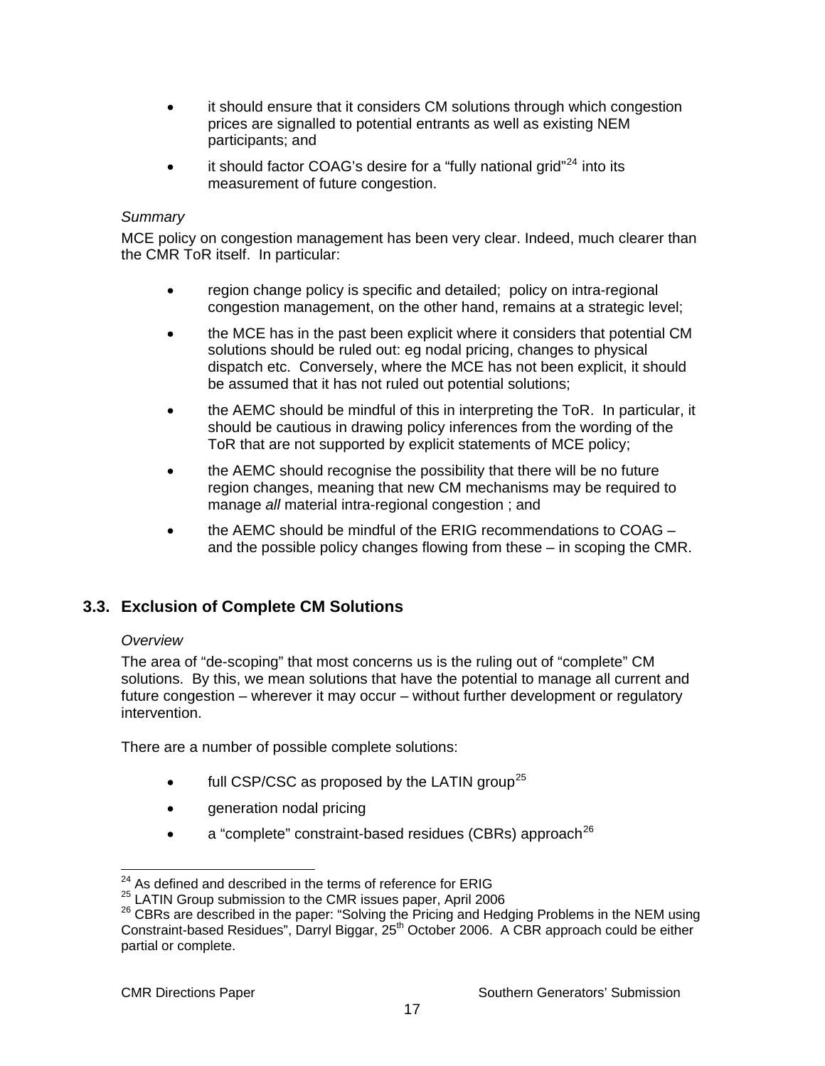- it should ensure that it considers CM solutions through which congestion prices are signalled to potential entrants as well as existing NEM participants; and
- it should factor COAG's desire for a "fully national grid"[24] into its measurement of future congestion.

*Summary*

MCE policy on congestion management has been very clear. Indeed, much clearer than the CMR ToR itself. In particular:

- region change policy is specific and detailed; policy on intra-regional congestion management, on the other hand, remains at a strategic level;
- the MCE has in the past been explicit where it considers that potential CM solutions should be ruled out: eg nodal pricing, changes to physical dispatch etc. Conversely, where the MCE has not been explicit, it should be assumed that it has not ruled out potential solutions;
- the AEMC should be mindful of this in interpreting the ToR. In particular, it should be cautious in drawing policy inferences from the wording of the ToR that are not supported by explicit statements of MCE policy;
- the AEMC should recognise the possibility that there will be no future region changes, meaning that new CM mechanisms may be required to manage *all* material intra-regional congestion ; and
- the AEMC should be mindful of the ERIG recommendations to COAG – and the possible policy changes flowing from these – in scoping the CMR.

## 3.3. Exclusion of Complete CM Solutions

*Overview*

The area of "de-scoping" that most concerns us is the ruling out of "complete" CM solutions. By this, we mean solutions that have the potential to manage all current and future congestion – wherever it may occur – without further development or regulatory intervention.

There are a number of possible complete solutions:

- full CSP/CSC as proposed by the LATIN group[25]
- generation nodal pricing
- a "complete" constraint-based residues (CBRs) approach[26]

---

[24] As defined and described in the terms of reference for ERIG

[25] LATIN Group submission to the CMR issues paper, April 2006

[26] CBRs are described in the paper: "Solving the Pricing and Hedging Problems in the NEM using Constraint-based Residues", Darryl Biggar, 25th October 2006. A CBR approach could be either partial or complete.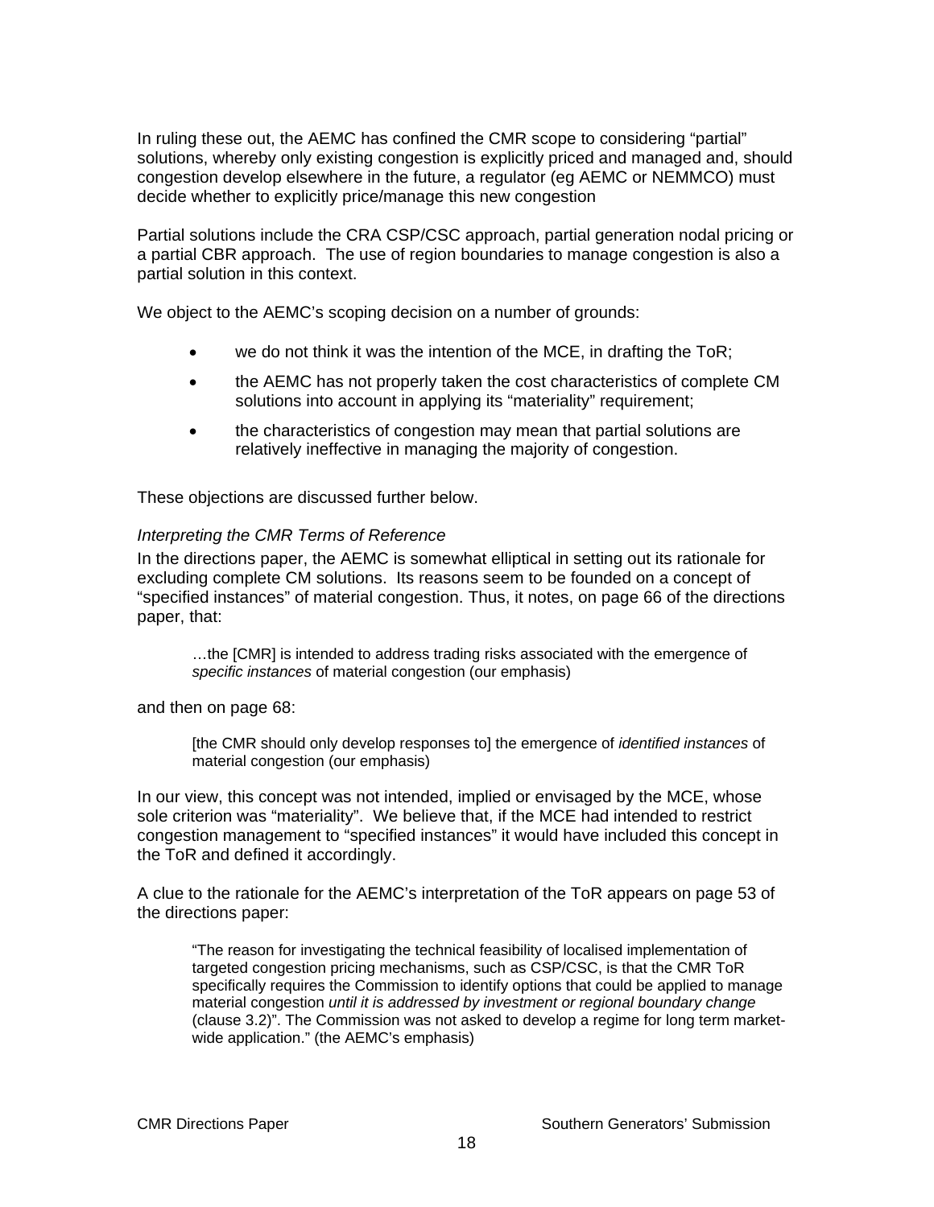In ruling these out, the AEMC has confined the CMR scope to considering "partial" solutions, whereby only existing congestion is explicitly priced and managed and, should congestion develop elsewhere in the future, a regulator (eg AEMC or NEMMCO) must decide whether to explicitly price/manage this new congestion

Partial solutions include the CRA CSP/CSC approach, partial generation nodal pricing or a partial CBR approach. The use of region boundaries to manage congestion is also a partial solution in this context.

We object to the AEMC's scoping decision on a number of grounds:

- we do not think it was the intention of the MCE, in drafting the ToR;
- the AEMC has not properly taken the cost characteristics of complete CM solutions into account in applying its "materiality" requirement;
- the characteristics of congestion may mean that partial solutions are relatively ineffective in managing the majority of congestion.

These objections are discussed further below.

*Interpreting the CMR Terms of Reference*

In the directions paper, the AEMC is somewhat elliptical in setting out its rationale for excluding complete CM solutions. Its reasons seem to be founded on a concept of "specified instances" of material congestion. Thus, it notes, on page 66 of the directions paper, that:

> …the [CMR] is intended to address trading risks associated with the emergence of *specific instances* of material congestion (our emphasis)

and then on page 68:

> [the CMR should only develop responses to] the emergence of *identified instances* of material congestion (our emphasis)

In our view, this concept was not intended, implied or envisaged by the MCE, whose sole criterion was "materiality". We believe that, if the MCE had intended to restrict congestion management to "specified instances" it would have included this concept in the ToR and defined it accordingly.

A clue to the rationale for the AEMC's interpretation of the ToR appears on page 53 of the directions paper:

> "The reason for investigating the technical feasibility of localised implementation of targeted congestion pricing mechanisms, such as CSP/CSC, is that the CMR ToR specifically requires the Commission to identify options that could be applied to manage material congestion *until it is addressed by investment or regional boundary change* (clause 3.2)". The Commission was not asked to develop a regime for long term market-wide application." (the AEMC's emphasis)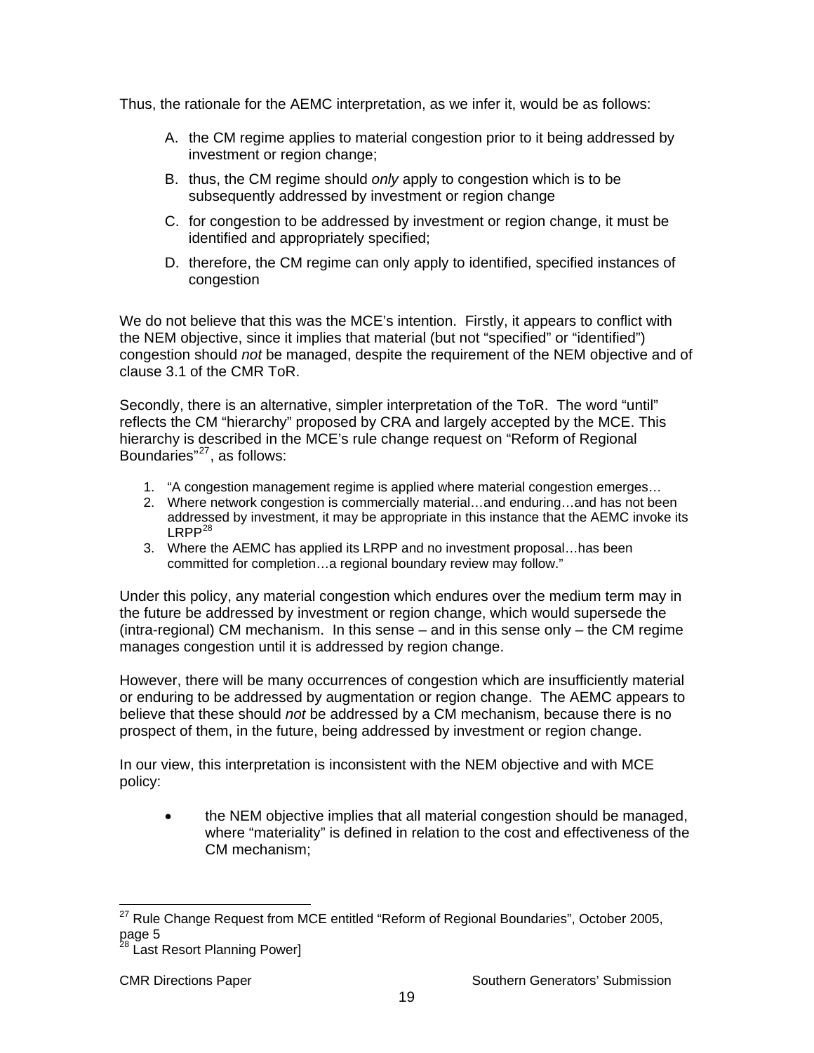Thus, the rationale for the AEMC interpretation, as we infer it, would be as follows:

A. the CM regime applies to material congestion prior to it being addressed by investment or region change;

B. thus, the CM regime should *only* apply to congestion which is to be subsequently addressed by investment or region change

C. for congestion to be addressed by investment or region change, it must be identified and appropriately specified;

D. therefore, the CM regime can only apply to identified, specified instances of congestion

We do not believe that this was the MCE's intention. Firstly, it appears to conflict with the NEM objective, since it implies that material (but not "specified" or "identified") congestion should *not* be managed, despite the requirement of the NEM objective and of clause 3.1 of the CMR ToR.

Secondly, there is an alternative, simpler interpretation of the ToR. The word "until" reflects the CM "hierarchy" proposed by CRA and largely accepted by the MCE. This hierarchy is described in the MCE's rule change request on "Reform of Regional Boundaries"[27], as follows:

1. "A congestion management regime is applied where material congestion emerges…
2. Where network congestion is commercially material…and enduring…and has not been addressed by investment, it may be appropriate in this instance that the AEMC invoke its LRPP[28]
3. Where the AEMC has applied its LRPP and no investment proposal…has been committed for completion…a regional boundary review may follow."

Under this policy, any material congestion which endures over the medium term may in the future be addressed by investment or region change, which would supersede the (intra-regional) CM mechanism. In this sense – and in this sense only – the CM regime manages congestion until it is addressed by region change.

However, there will be many occurrences of congestion which are insufficiently material or enduring to be addressed by augmentation or region change. The AEMC appears to believe that these should *not* be addressed by a CM mechanism, because there is no prospect of them, in the future, being addressed by investment or region change.

In our view, this interpretation is inconsistent with the NEM objective and with MCE policy:

- the NEM objective implies that all material congestion should be managed, where "materiality" is defined in relation to the cost and effectiveness of the CM mechanism;

---

[27] Rule Change Request from MCE entitled "Reform of Regional Boundaries", October 2005, page 5

[28] Last Resort Planning Power]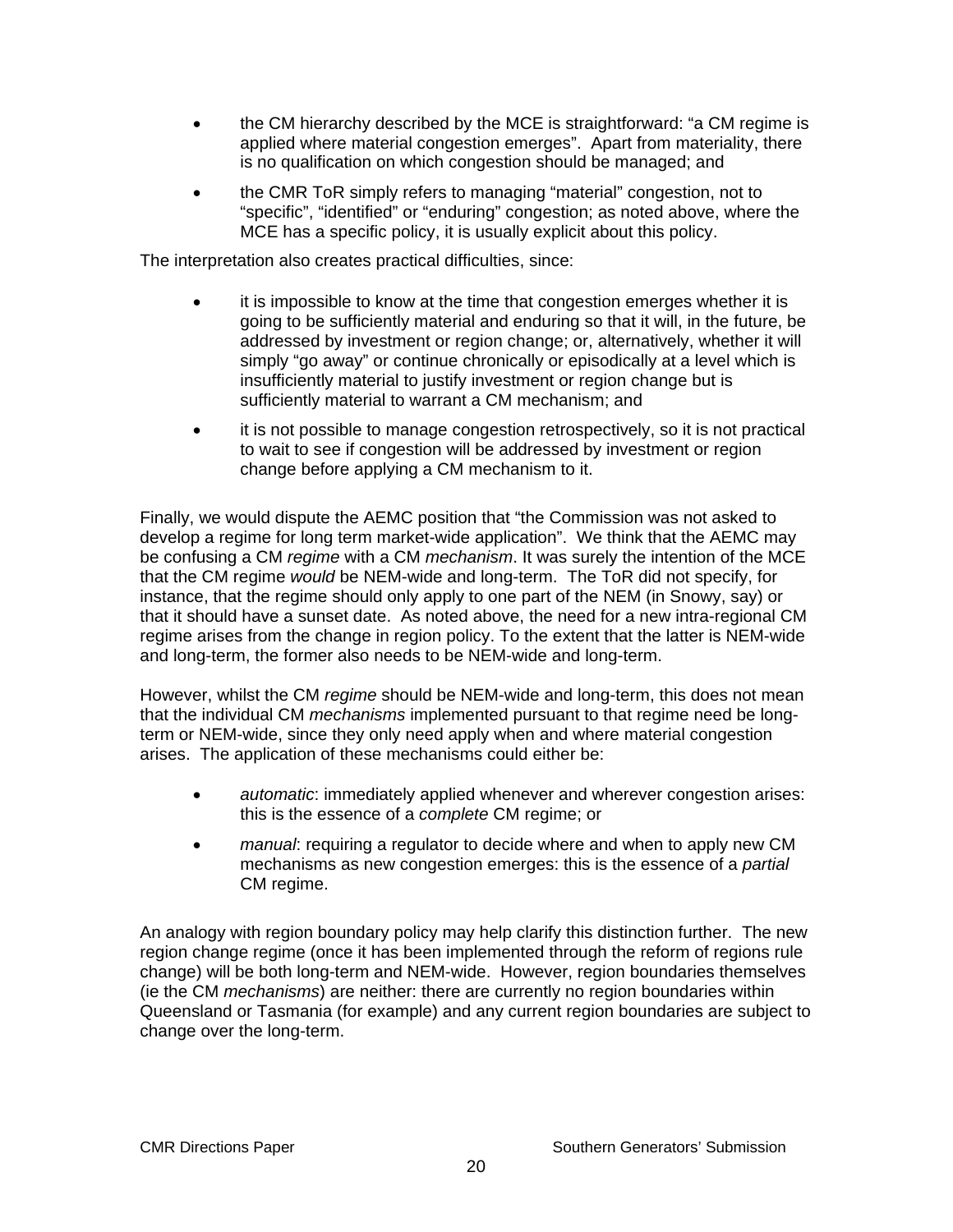- the CM hierarchy described by the MCE is straightforward: "a CM regime is applied where material congestion emerges". Apart from materiality, there is no qualification on which congestion should be managed; and
- the CMR ToR simply refers to managing "material" congestion, not to "specific", "identified" or "enduring" congestion; as noted above, where the MCE has a specific policy, it is usually explicit about this policy.

The interpretation also creates practical difficulties, since:

- it is impossible to know at the time that congestion emerges whether it is going to be sufficiently material and enduring so that it will, in the future, be addressed by investment or region change; or, alternatively, whether it will simply "go away" or continue chronically or episodically at a level which is insufficiently material to justify investment or region change but is sufficiently material to warrant a CM mechanism; and
- it is not possible to manage congestion retrospectively, so it is not practical to wait to see if congestion will be addressed by investment or region change before applying a CM mechanism to it.

Finally, we would dispute the AEMC position that "the Commission was not asked to develop a regime for long term market-wide application". We think that the AEMC may be confusing a CM *regime* with a CM *mechanism*. It was surely the intention of the MCE that the CM regime *would* be NEM-wide and long-term. The ToR did not specify, for instance, that the regime should only apply to one part of the NEM (in Snowy, say) or that it should have a sunset date. As noted above, the need for a new intra-regional CM regime arises from the change in region policy. To the extent that the latter is NEM-wide and long-term, the former also needs to be NEM-wide and long-term.

However, whilst the CM *regime* should be NEM-wide and long-term, this does not mean that the individual CM *mechanisms* implemented pursuant to that regime need be long-term or NEM-wide, since they only need apply when and where material congestion arises. The application of these mechanisms could either be:

- *automatic*: immediately applied whenever and wherever congestion arises: this is the essence of a *complete* CM regime; or
- *manual*: requiring a regulator to decide where and when to apply new CM mechanisms as new congestion emerges: this is the essence of a *partial* CM regime.

An analogy with region boundary policy may help clarify this distinction further. The new region change regime (once it has been implemented through the reform of regions rule change) will be both long-term and NEM-wide. However, region boundaries themselves (ie the CM *mechanisms*) are neither: there are currently no region boundaries within Queensland or Tasmania (for example) and any current region boundaries are subject to change over the long-term.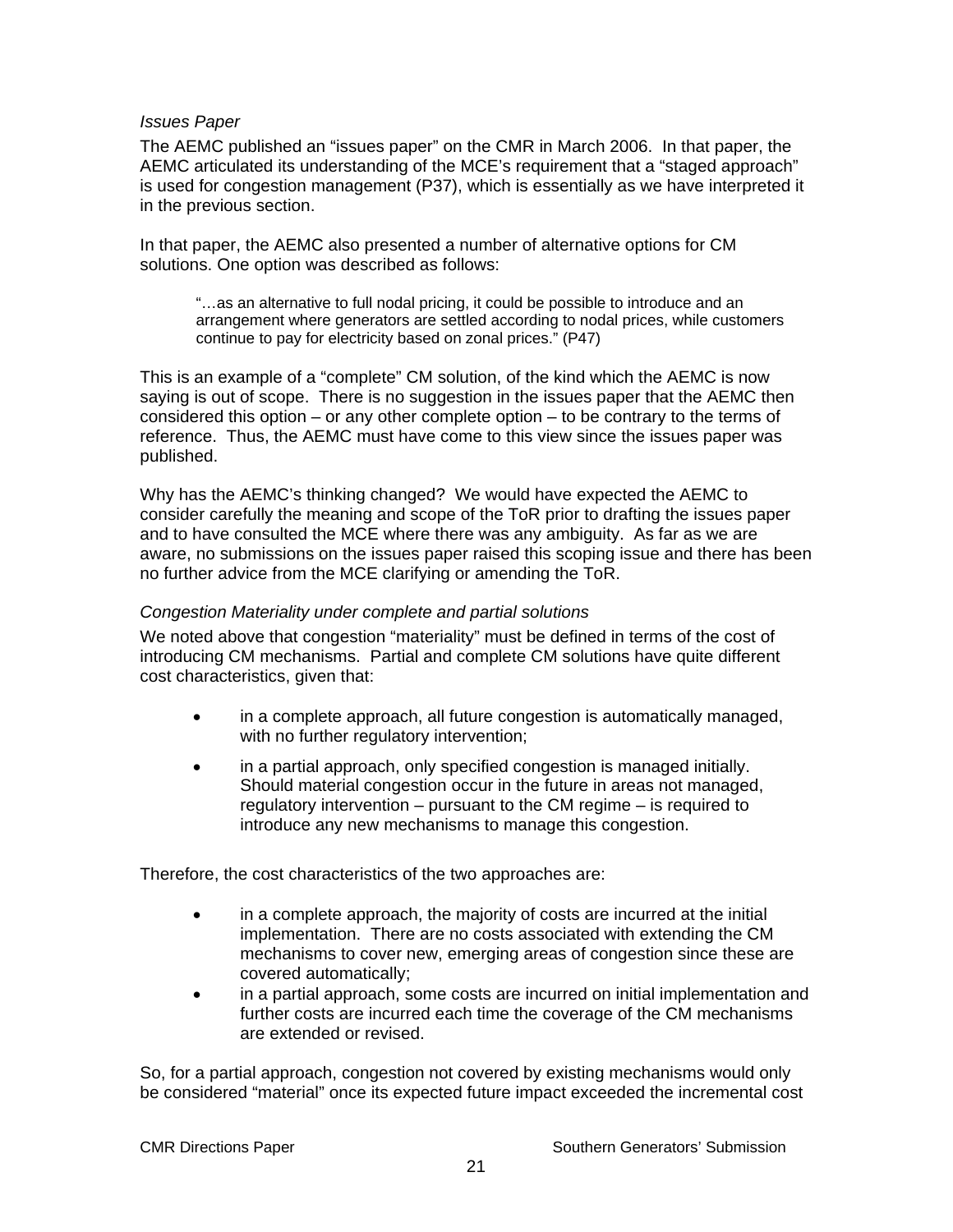*Issues Paper*

The AEMC published an "issues paper" on the CMR in March 2006. In that paper, the AEMC articulated its understanding of the MCE's requirement that a "staged approach" is used for congestion management (P37), which is essentially as we have interpreted it in the previous section.

In that paper, the AEMC also presented a number of alternative options for CM solutions. One option was described as follows:

> "…as an alternative to full nodal pricing, it could be possible to introduce and an arrangement where generators are settled according to nodal prices, while customers continue to pay for electricity based on zonal prices." (P47)

This is an example of a "complete" CM solution, of the kind which the AEMC is now saying is out of scope. There is no suggestion in the issues paper that the AEMC then considered this option – or any other complete option – to be contrary to the terms of reference. Thus, the AEMC must have come to this view since the issues paper was published.

Why has the AEMC's thinking changed? We would have expected the AEMC to consider carefully the meaning and scope of the ToR prior to drafting the issues paper and to have consulted the MCE where there was any ambiguity. As far as we are aware, no submissions on the issues paper raised this scoping issue and there has been no further advice from the MCE clarifying or amending the ToR.

*Congestion Materiality under complete and partial solutions*

We noted above that congestion "materiality" must be defined in terms of the cost of introducing CM mechanisms. Partial and complete CM solutions have quite different cost characteristics, given that:

- in a complete approach, all future congestion is automatically managed, with no further regulatory intervention;
- in a partial approach, only specified congestion is managed initially. Should material congestion occur in the future in areas not managed, regulatory intervention – pursuant to the CM regime – is required to introduce any new mechanisms to manage this congestion.

Therefore, the cost characteristics of the two approaches are:

- in a complete approach, the majority of costs are incurred at the initial implementation. There are no costs associated with extending the CM mechanisms to cover new, emerging areas of congestion since these are covered automatically;
- in a partial approach, some costs are incurred on initial implementation and further costs are incurred each time the coverage of the CM mechanisms are extended or revised.

So, for a partial approach, congestion not covered by existing mechanisms would only be considered "material" once its expected future impact exceeded the incremental cost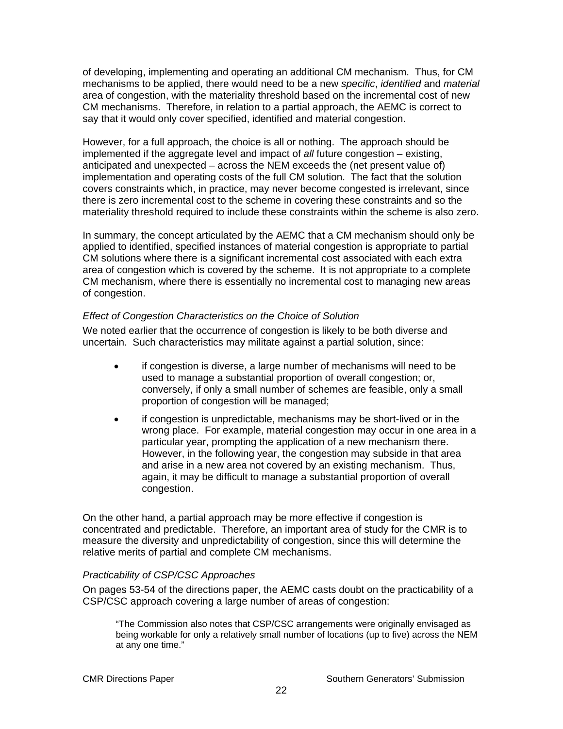of developing, implementing and operating an additional CM mechanism. Thus, for CM mechanisms to be applied, there would need to be a new *specific*, *identified* and *material* area of congestion, with the materiality threshold based on the incremental cost of new CM mechanisms. Therefore, in relation to a partial approach, the AEMC is correct to say that it would only cover specified, identified and material congestion.

However, for a full approach, the choice is all or nothing. The approach should be implemented if the aggregate level and impact of *all* future congestion – existing, anticipated and unexpected – across the NEM exceeds the (net present value of) implementation and operating costs of the full CM solution. The fact that the solution covers constraints which, in practice, may never become congested is irrelevant, since there is zero incremental cost to the scheme in covering these constraints and so the materiality threshold required to include these constraints within the scheme is also zero.

In summary, the concept articulated by the AEMC that a CM mechanism should only be applied to identified, specified instances of material congestion is appropriate to partial CM solutions where there is a significant incremental cost associated with each extra area of congestion which is covered by the scheme. It is not appropriate to a complete CM mechanism, where there is essentially no incremental cost to managing new areas of congestion.

*Effect of Congestion Characteristics on the Choice of Solution*

We noted earlier that the occurrence of congestion is likely to be both diverse and uncertain. Such characteristics may militate against a partial solution, since:

- if congestion is diverse, a large number of mechanisms will need to be used to manage a substantial proportion of overall congestion; or, conversely, if only a small number of schemes are feasible, only a small proportion of congestion will be managed;
- if congestion is unpredictable, mechanisms may be short-lived or in the wrong place. For example, material congestion may occur in one area in a particular year, prompting the application of a new mechanism there. However, in the following year, the congestion may subside in that area and arise in a new area not covered by an existing mechanism. Thus, again, it may be difficult to manage a substantial proportion of overall congestion.

On the other hand, a partial approach may be more effective if congestion is concentrated and predictable. Therefore, an important area of study for the CMR is to measure the diversity and unpredictability of congestion, since this will determine the relative merits of partial and complete CM mechanisms.

*Practicability of CSP/CSC Approaches*

On pages 53-54 of the directions paper, the AEMC casts doubt on the practicability of a CSP/CSC approach covering a large number of areas of congestion:

> "The Commission also notes that CSP/CSC arrangements were originally envisaged as being workable for only a relatively small number of locations (up to five) across the NEM at any one time."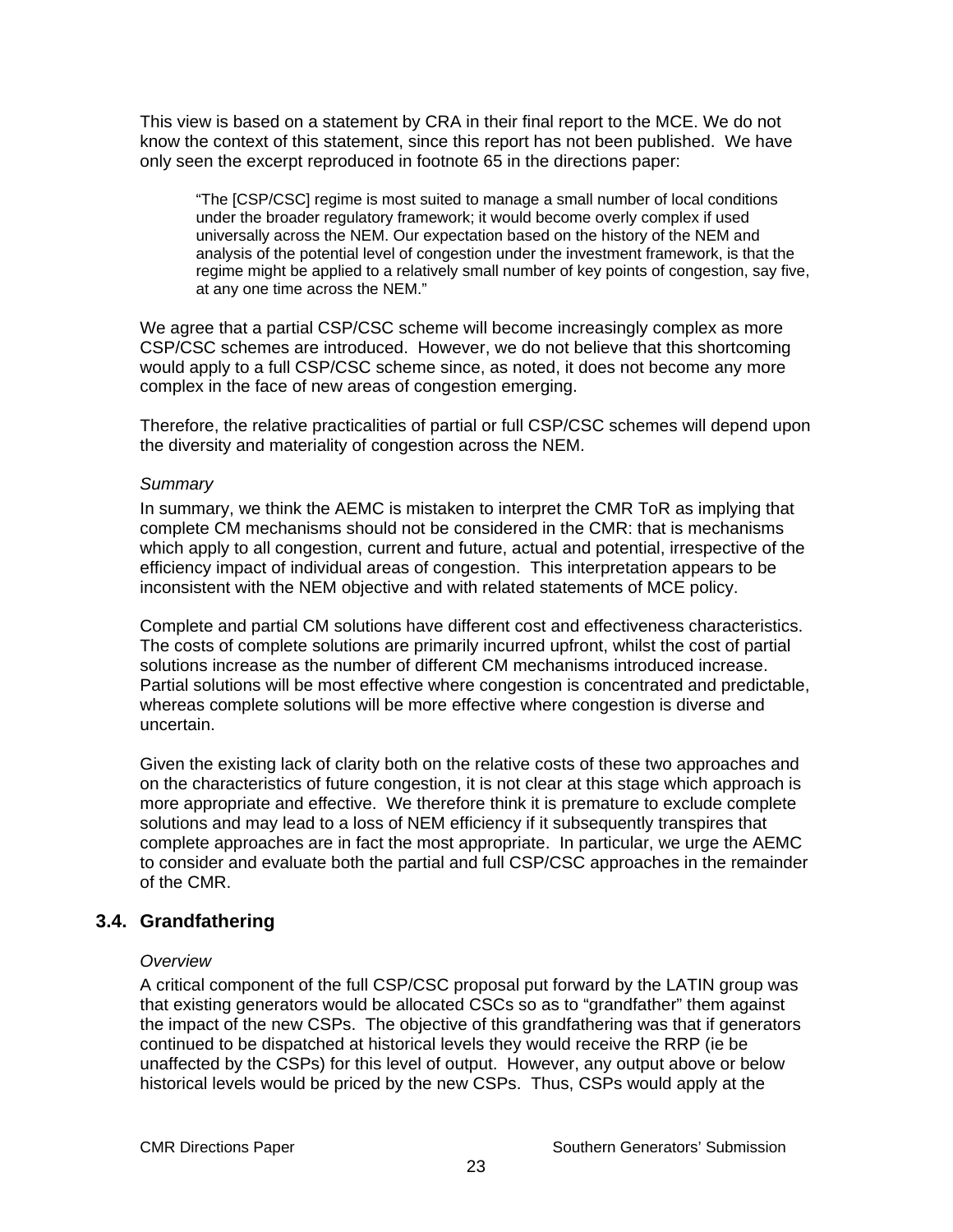This view is based on a statement by CRA in their final report to the MCE. We do not know the context of this statement, since this report has not been published. We have only seen the excerpt reproduced in footnote 65 in the directions paper:

> "The [CSP/CSC] regime is most suited to manage a small number of local conditions under the broader regulatory framework; it would become overly complex if used universally across the NEM. Our expectation based on the history of the NEM and analysis of the potential level of congestion under the investment framework, is that the regime might be applied to a relatively small number of key points of congestion, say five, at any one time across the NEM."

We agree that a partial CSP/CSC scheme will become increasingly complex as more CSP/CSC schemes are introduced. However, we do not believe that this shortcoming would apply to a full CSP/CSC scheme since, as noted, it does not become any more complex in the face of new areas of congestion emerging.

Therefore, the relative practicalities of partial or full CSP/CSC schemes will depend upon the diversity and materiality of congestion across the NEM.

*Summary*

In summary, we think the AEMC is mistaken to interpret the CMR ToR as implying that complete CM mechanisms should not be considered in the CMR: that is mechanisms which apply to all congestion, current and future, actual and potential, irrespective of the efficiency impact of individual areas of congestion. This interpretation appears to be inconsistent with the NEM objective and with related statements of MCE policy.

Complete and partial CM solutions have different cost and effectiveness characteristics. The costs of complete solutions are primarily incurred upfront, whilst the cost of partial solutions increase as the number of different CM mechanisms introduced increase. Partial solutions will be most effective where congestion is concentrated and predictable, whereas complete solutions will be more effective where congestion is diverse and uncertain.

Given the existing lack of clarity both on the relative costs of these two approaches and on the characteristics of future congestion, it is not clear at this stage which approach is more appropriate and effective. We therefore think it is premature to exclude complete solutions and may lead to a loss of NEM efficiency if it subsequently transpires that complete approaches are in fact the most appropriate. In particular, we urge the AEMC to consider and evaluate both the partial and full CSP/CSC approaches in the remainder of the CMR.

## 3.4. Grandfathering

*Overview*

A critical component of the full CSP/CSC proposal put forward by the LATIN group was that existing generators would be allocated CSCs so as to "grandfather" them against the impact of the new CSPs. The objective of this grandfathering was that if generators continued to be dispatched at historical levels they would receive the RRP (ie be unaffected by the CSPs) for this level of output. However, any output above or below historical levels would be priced by the new CSPs. Thus, CSPs would apply at the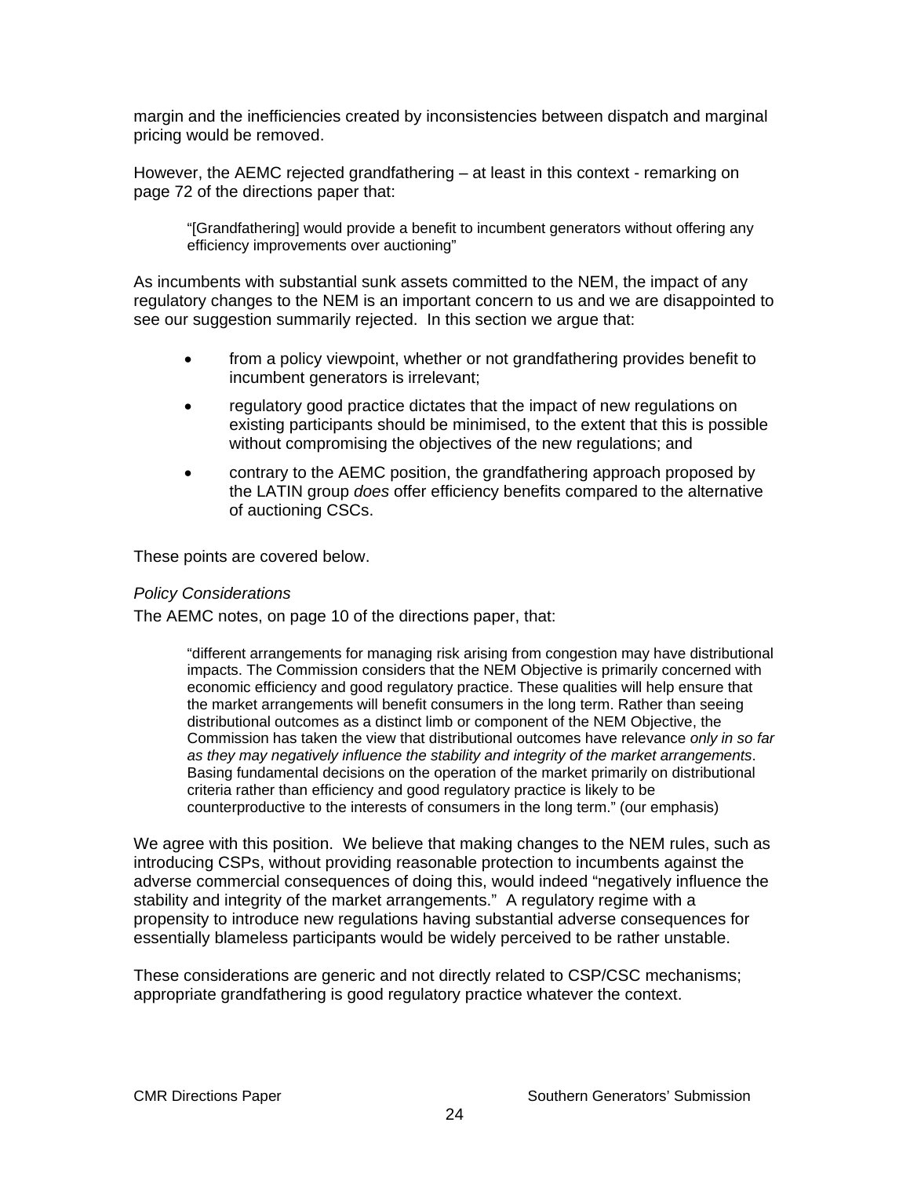margin and the inefficiencies created by inconsistencies between dispatch and marginal pricing would be removed.

However, the AEMC rejected grandfathering – at least in this context - remarking on page 72 of the directions paper that:

> "[Grandfathering] would provide a benefit to incumbent generators without offering any efficiency improvements over auctioning"

As incumbents with substantial sunk assets committed to the NEM, the impact of any regulatory changes to the NEM is an important concern to us and we are disappointed to see our suggestion summarily rejected. In this section we argue that:

- from a policy viewpoint, whether or not grandfathering provides benefit to incumbent generators is irrelevant;
- regulatory good practice dictates that the impact of new regulations on existing participants should be minimised, to the extent that this is possible without compromising the objectives of the new regulations; and
- contrary to the AEMC position, the grandfathering approach proposed by the LATIN group *does* offer efficiency benefits compared to the alternative of auctioning CSCs.

These points are covered below.

*Policy Considerations*

The AEMC notes, on page 10 of the directions paper, that:

> "different arrangements for managing risk arising from congestion may have distributional impacts. The Commission considers that the NEM Objective is primarily concerned with economic efficiency and good regulatory practice. These qualities will help ensure that the market arrangements will benefit consumers in the long term. Rather than seeing distributional outcomes as a distinct limb or component of the NEM Objective, the Commission has taken the view that distributional outcomes have relevance *only in so far as they may negatively influence the stability and integrity of the market arrangements*. Basing fundamental decisions on the operation of the market primarily on distributional criteria rather than efficiency and good regulatory practice is likely to be counterproductive to the interests of consumers in the long term." (our emphasis)

We agree with this position. We believe that making changes to the NEM rules, such as introducing CSPs, without providing reasonable protection to incumbents against the adverse commercial consequences of doing this, would indeed "negatively influence the stability and integrity of the market arrangements." A regulatory regime with a propensity to introduce new regulations having substantial adverse consequences for essentially blameless participants would be widely perceived to be rather unstable.

These considerations are generic and not directly related to CSP/CSC mechanisms; appropriate grandfathering is good regulatory practice whatever the context.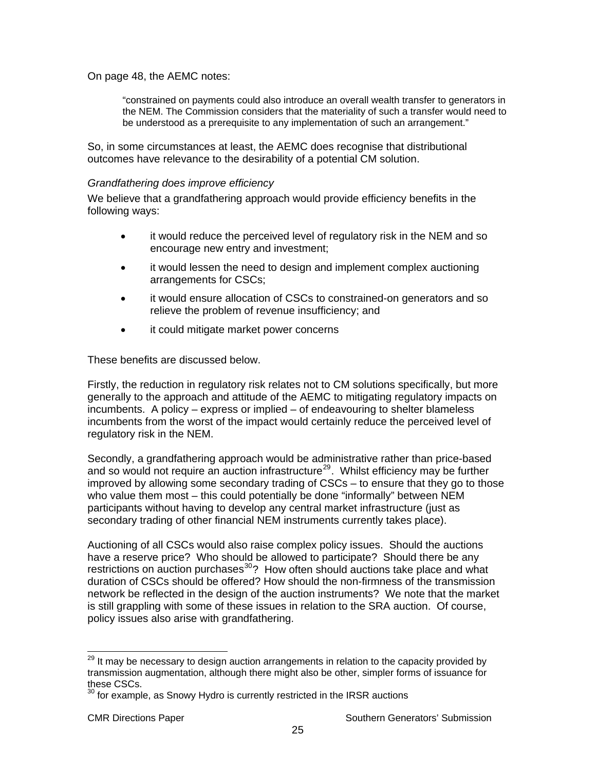On page 48, the AEMC notes:

> "constrained on payments could also introduce an overall wealth transfer to generators in the NEM. The Commission considers that the materiality of such a transfer would need to be understood as a prerequisite to any implementation of such an arrangement."

So, in some circumstances at least, the AEMC does recognise that distributional outcomes have relevance to the desirability of a potential CM solution.

*Grandfathering does improve efficiency*

We believe that a grandfathering approach would provide efficiency benefits in the following ways:

- it would reduce the perceived level of regulatory risk in the NEM and so encourage new entry and investment;
- it would lessen the need to design and implement complex auctioning arrangements for CSCs;
- it would ensure allocation of CSCs to constrained-on generators and so relieve the problem of revenue insufficiency; and
- it could mitigate market power concerns

These benefits are discussed below.

Firstly, the reduction in regulatory risk relates not to CM solutions specifically, but more generally to the approach and attitude of the AEMC to mitigating regulatory impacts on incumbents. A policy – express or implied – of endeavouring to shelter blameless incumbents from the worst of the impact would certainly reduce the perceived level of regulatory risk in the NEM.

Secondly, a grandfathering approach would be administrative rather than price-based and so would not require an auction infrastructure[29]. Whilst efficiency may be further improved by allowing some secondary trading of CSCs – to ensure that they go to those who value them most – this could potentially be done "informally" between NEM participants without having to develop any central market infrastructure (just as secondary trading of other financial NEM instruments currently takes place).

Auctioning of all CSCs would also raise complex policy issues. Should the auctions have a reserve price? Who should be allowed to participate? Should there be any restrictions on auction purchases[30]? How often should auctions take place and what duration of CSCs should be offered? How should the non-firmness of the transmission network be reflected in the design of the auction instruments? We note that the market is still grappling with some of these issues in relation to the SRA auction. Of course, policy issues also arise with grandfathering.

---

[29] It may be necessary to design auction arrangements in relation to the capacity provided by transmission augmentation, although there might also be other, simpler forms of issuance for these CSCs.

[30] for example, as Snowy Hydro is currently restricted in the IRSR auctions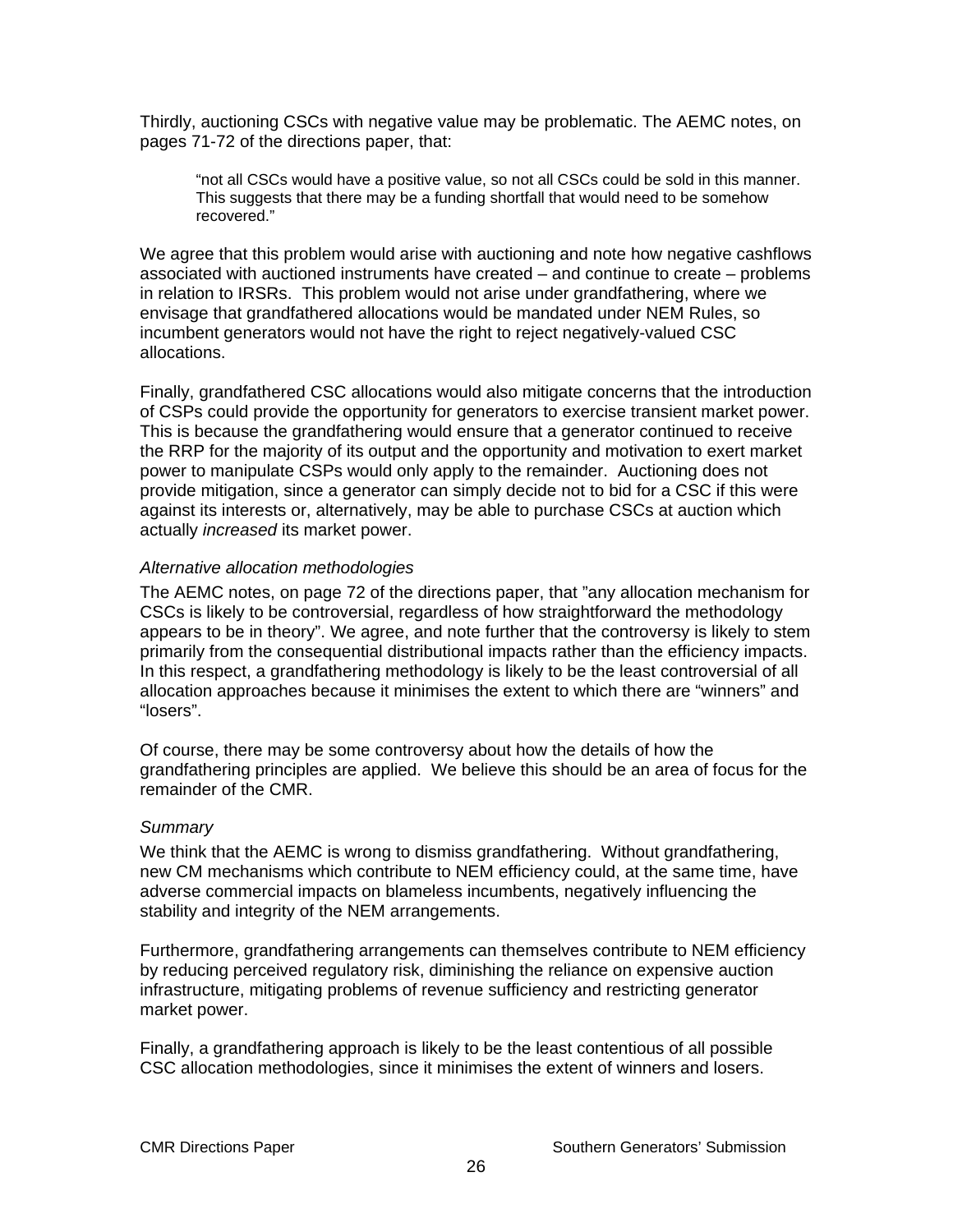Thirdly, auctioning CSCs with negative value may be problematic. The AEMC notes, on pages 71-72 of the directions paper, that:

> "not all CSCs would have a positive value, so not all CSCs could be sold in this manner. This suggests that there may be a funding shortfall that would need to be somehow recovered."

We agree that this problem would arise with auctioning and note how negative cashflows associated with auctioned instruments have created – and continue to create – problems in relation to IRSRs. This problem would not arise under grandfathering, where we envisage that grandfathered allocations would be mandated under NEM Rules, so incumbent generators would not have the right to reject negatively-valued CSC allocations.

Finally, grandfathered CSC allocations would also mitigate concerns that the introduction of CSPs could provide the opportunity for generators to exercise transient market power. This is because the grandfathering would ensure that a generator continued to receive the RRP for the majority of its output and the opportunity and motivation to exert market power to manipulate CSPs would only apply to the remainder. Auctioning does not provide mitigation, since a generator can simply decide not to bid for a CSC if this were against its interests or, alternatively, may be able to purchase CSCs at auction which actually *increased* its market power.

*Alternative allocation methodologies*

The AEMC notes, on page 72 of the directions paper, that "any allocation mechanism for CSCs is likely to be controversial, regardless of how straightforward the methodology appears to be in theory". We agree, and note further that the controversy is likely to stem primarily from the consequential distributional impacts rather than the efficiency impacts. In this respect, a grandfathering methodology is likely to be the least controversial of all allocation approaches because it minimises the extent to which there are "winners" and "losers".

Of course, there may be some controversy about how the details of how the grandfathering principles are applied. We believe this should be an area of focus for the remainder of the CMR.

*Summary*

We think that the AEMC is wrong to dismiss grandfathering. Without grandfathering, new CM mechanisms which contribute to NEM efficiency could, at the same time, have adverse commercial impacts on blameless incumbents, negatively influencing the stability and integrity of the NEM arrangements.

Furthermore, grandfathering arrangements can themselves contribute to NEM efficiency by reducing perceived regulatory risk, diminishing the reliance on expensive auction infrastructure, mitigating problems of revenue sufficiency and restricting generator market power.

Finally, a grandfathering approach is likely to be the least contentious of all possible CSC allocation methodologies, since it minimises the extent of winners and losers.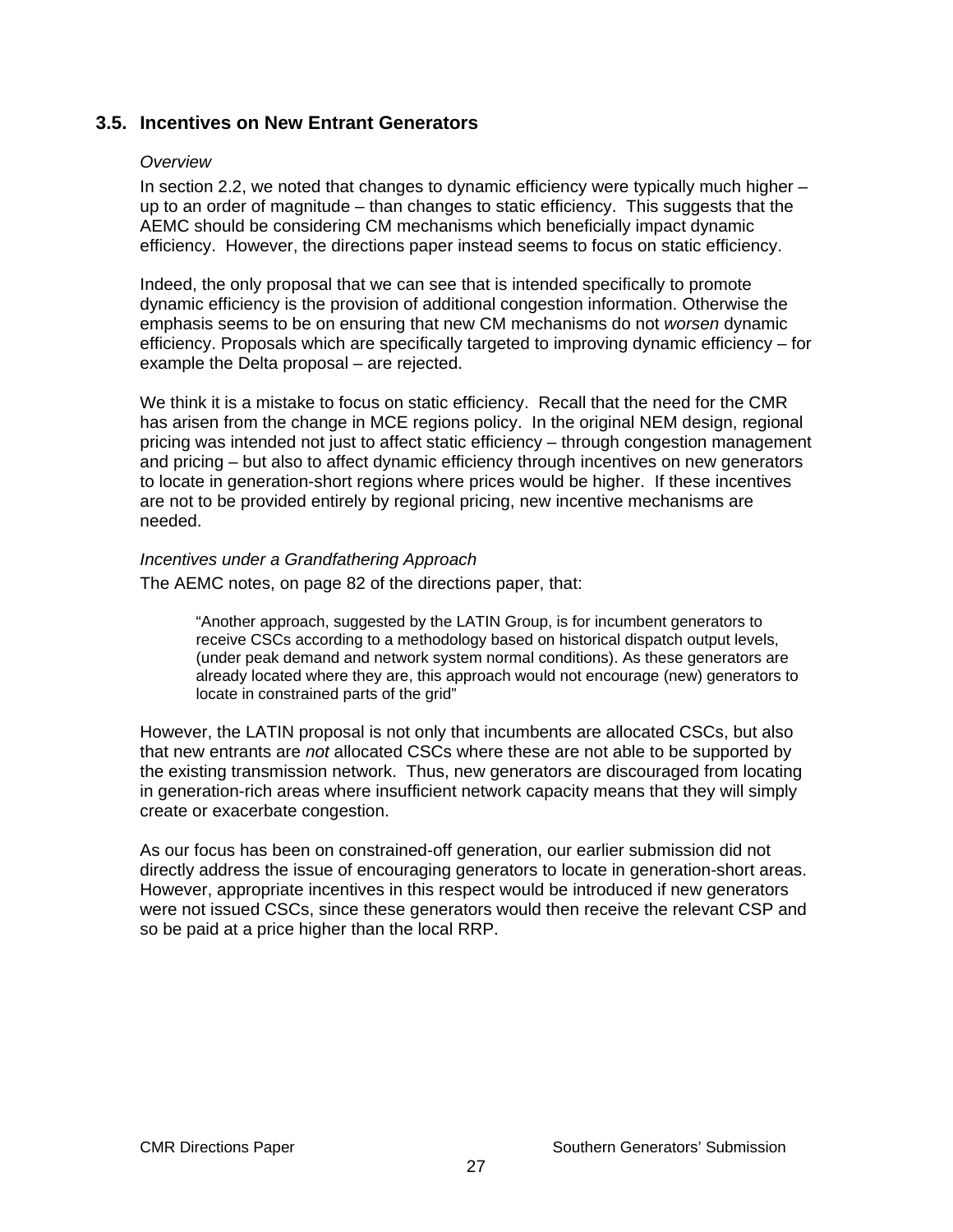### 3.5. Incentives on New Entrant Generators

*Overview*

In section 2.2, we noted that changes to dynamic efficiency were typically much higher – up to an order of magnitude – than changes to static efficiency. This suggests that the AEMC should be considering CM mechanisms which beneficially impact dynamic efficiency. However, the directions paper instead seems to focus on static efficiency.

Indeed, the only proposal that we can see that is intended specifically to promote dynamic efficiency is the provision of additional congestion information. Otherwise the emphasis seems to be on ensuring that new CM mechanisms do not *worsen* dynamic efficiency. Proposals which are specifically targeted to improving dynamic efficiency – for example the Delta proposal – are rejected.

We think it is a mistake to focus on static efficiency. Recall that the need for the CMR has arisen from the change in MCE regions policy. In the original NEM design, regional pricing was intended not just to affect static efficiency – through congestion management and pricing – but also to affect dynamic efficiency through incentives on new generators to locate in generation-short regions where prices would be higher. If these incentives are not to be provided entirely by regional pricing, new incentive mechanisms are needed.

*Incentives under a Grandfathering Approach*

The AEMC notes, on page 82 of the directions paper, that:

> "Another approach, suggested by the LATIN Group, is for incumbent generators to receive CSCs according to a methodology based on historical dispatch output levels, (under peak demand and network system normal conditions). As these generators are already located where they are, this approach would not encourage (new) generators to locate in constrained parts of the grid"

However, the LATIN proposal is not only that incumbents are allocated CSCs, but also that new entrants are *not* allocated CSCs where these are not able to be supported by the existing transmission network. Thus, new generators are discouraged from locating in generation-rich areas where insufficient network capacity means that they will simply create or exacerbate congestion.

As our focus has been on constrained-off generation, our earlier submission did not directly address the issue of encouraging generators to locate in generation-short areas. However, appropriate incentives in this respect would be introduced if new generators were not issued CSCs, since these generators would then receive the relevant CSP and so be paid at a price higher than the local RRP.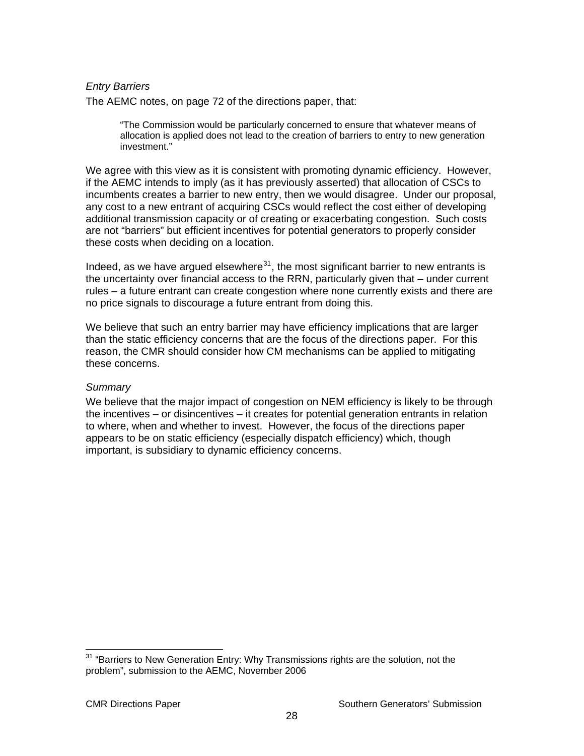*Entry Barriers*

The AEMC notes, on page 72 of the directions paper, that:

> "The Commission would be particularly concerned to ensure that whatever means of allocation is applied does not lead to the creation of barriers to entry to new generation investment."

We agree with this view as it is consistent with promoting dynamic efficiency. However, if the AEMC intends to imply (as it has previously asserted) that allocation of CSCs to incumbents creates a barrier to new entry, then we would disagree. Under our proposal, any cost to a new entrant of acquiring CSCs would reflect the cost either of developing additional transmission capacity or of creating or exacerbating congestion. Such costs are not "barriers" but efficient incentives for potential generators to properly consider these costs when deciding on a location.

Indeed, as we have argued elsewhere[31], the most significant barrier to new entrants is the uncertainty over financial access to the RRN, particularly given that – under current rules – a future entrant can create congestion where none currently exists and there are no price signals to discourage a future entrant from doing this.

We believe that such an entry barrier may have efficiency implications that are larger than the static efficiency concerns that are the focus of the directions paper. For this reason, the CMR should consider how CM mechanisms can be applied to mitigating these concerns.

*Summary*

We believe that the major impact of congestion on NEM efficiency is likely to be through the incentives – or disincentives – it creates for potential generation entrants in relation to where, when and whether to invest. However, the focus of the directions paper appears to be on static efficiency (especially dispatch efficiency) which, though important, is subsidiary to dynamic efficiency concerns.

[31] "Barriers to New Generation Entry: Why Transmissions rights are the solution, not the problem", submission to the AEMC, November 2006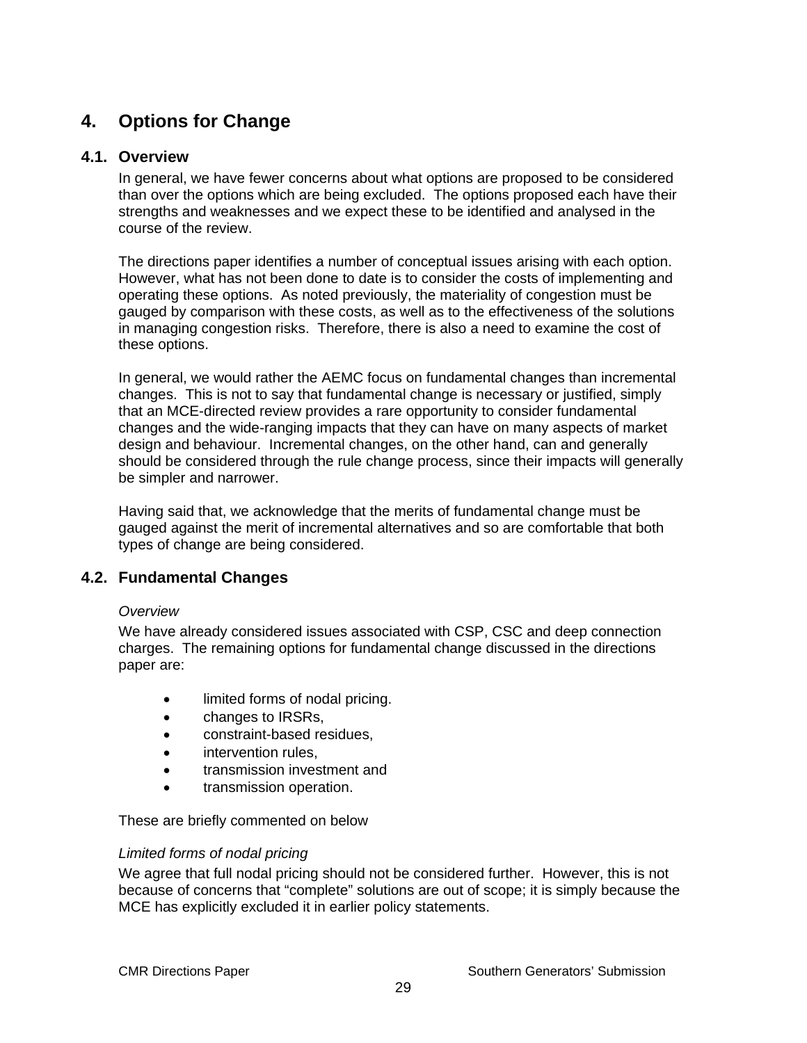# 4. Options for Change

## 4.1. Overview

In general, we have fewer concerns about what options are proposed to be considered than over the options which are being excluded. The options proposed each have their strengths and weaknesses and we expect these to be identified and analysed in the course of the review.

The directions paper identifies a number of conceptual issues arising with each option. However, what has not been done to date is to consider the costs of implementing and operating these options. As noted previously, the materiality of congestion must be gauged by comparison with these costs, as well as to the effectiveness of the solutions in managing congestion risks. Therefore, there is also a need to examine the cost of these options.

In general, we would rather the AEMC focus on fundamental changes than incremental changes. This is not to say that fundamental change is necessary or justified, simply that an MCE-directed review provides a rare opportunity to consider fundamental changes and the wide-ranging impacts that they can have on many aspects of market design and behaviour. Incremental changes, on the other hand, can and generally should be considered through the rule change process, since their impacts will generally be simpler and narrower.

Having said that, we acknowledge that the merits of fundamental change must be gauged against the merit of incremental alternatives and so are comfortable that both types of change are being considered.

## 4.2. Fundamental Changes

*Overview*

We have already considered issues associated with CSP, CSC and deep connection charges. The remaining options for fundamental change discussed in the directions paper are:

- limited forms of nodal pricing.
- changes to IRSRs,
- constraint-based residues,
- intervention rules,
- transmission investment and
- transmission operation.

These are briefly commented on below

*Limited forms of nodal pricing*

We agree that full nodal pricing should not be considered further. However, this is not because of concerns that "complete" solutions are out of scope; it is simply because the MCE has explicitly excluded it in earlier policy statements.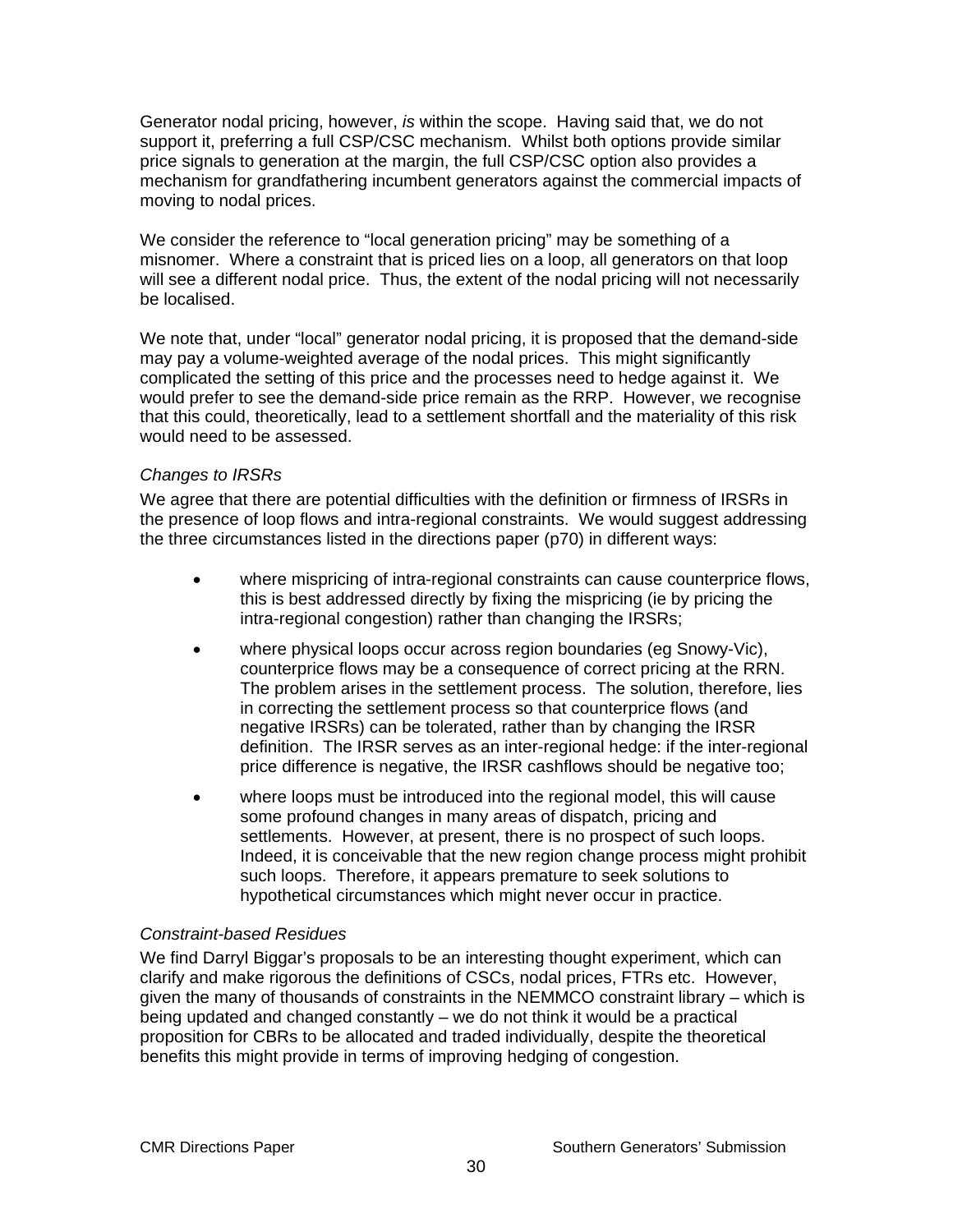Generator nodal pricing, however, *is* within the scope. Having said that, we do not support it, preferring a full CSP/CSC mechanism. Whilst both options provide similar price signals to generation at the margin, the full CSP/CSC option also provides a mechanism for grandfathering incumbent generators against the commercial impacts of moving to nodal prices.

We consider the reference to "local generation pricing" may be something of a misnomer. Where a constraint that is priced lies on a loop, all generators on that loop will see a different nodal price. Thus, the extent of the nodal pricing will not necessarily be localised.

We note that, under "local" generator nodal pricing, it is proposed that the demand-side may pay a volume-weighted average of the nodal prices. This might significantly complicated the setting of this price and the processes need to hedge against it. We would prefer to see the demand-side price remain as the RRP. However, we recognise that this could, theoretically, lead to a settlement shortfall and the materiality of this risk would need to be assessed.

### *Changes to IRSRs*

We agree that there are potential difficulties with the definition or firmness of IRSRs in the presence of loop flows and intra-regional constraints. We would suggest addressing the three circumstances listed in the directions paper (p70) in different ways:

- where mispricing of intra-regional constraints can cause counterprice flows, this is best addressed directly by fixing the mispricing (ie by pricing the intra-regional congestion) rather than changing the IRSRs;
- where physical loops occur across region boundaries (eg Snowy-Vic), counterprice flows may be a consequence of correct pricing at the RRN. The problem arises in the settlement process. The solution, therefore, lies in correcting the settlement process so that counterprice flows (and negative IRSRs) can be tolerated, rather than by changing the IRSR definition. The IRSR serves as an inter-regional hedge: if the inter-regional price difference is negative, the IRSR cashflows should be negative too;
- where loops must be introduced into the regional model, this will cause some profound changes in many areas of dispatch, pricing and settlements. However, at present, there is no prospect of such loops. Indeed, it is conceivable that the new region change process might prohibit such loops. Therefore, it appears premature to seek solutions to hypothetical circumstances which might never occur in practice.

### *Constraint-based Residues*

We find Darryl Biggar's proposals to be an interesting thought experiment, which can clarify and make rigorous the definitions of CSCs, nodal prices, FTRs etc. However, given the many of thousands of constraints in the NEMMCO constraint library – which is being updated and changed constantly – we do not think it would be a practical proposition for CBRs to be allocated and traded individually, despite the theoretical benefits this might provide in terms of improving hedging of congestion.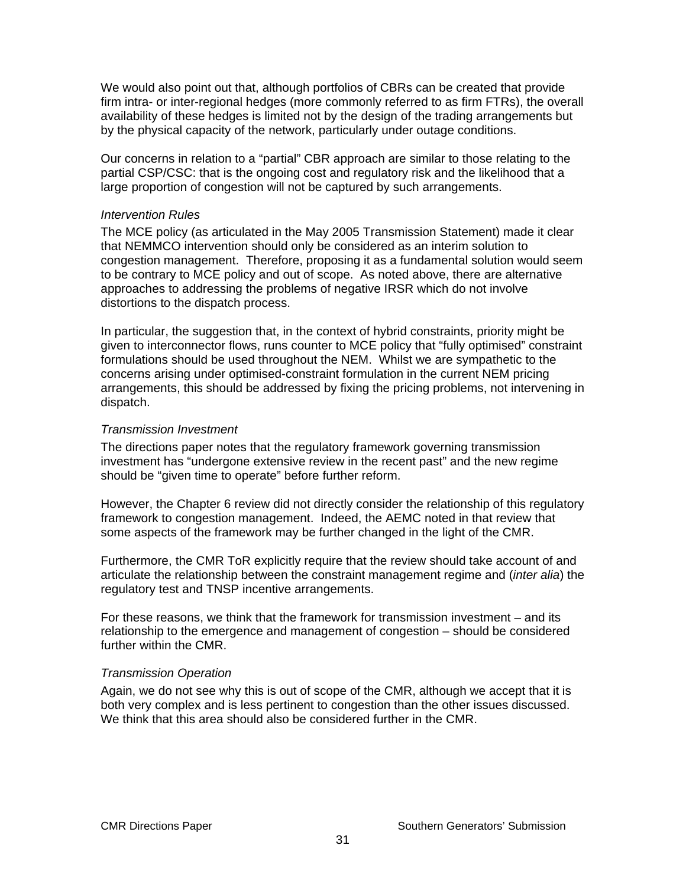We would also point out that, although portfolios of CBRs can be created that provide firm intra- or inter-regional hedges (more commonly referred to as firm FTRs), the overall availability of these hedges is limited not by the design of the trading arrangements but by the physical capacity of the network, particularly under outage conditions.

Our concerns in relation to a "partial" CBR approach are similar to those relating to the partial CSP/CSC: that is the ongoing cost and regulatory risk and the likelihood that a large proportion of congestion will not be captured by such arrangements.

*Intervention Rules*

The MCE policy (as articulated in the May 2005 Transmission Statement) made it clear that NEMMCO intervention should only be considered as an interim solution to congestion management. Therefore, proposing it as a fundamental solution would seem to be contrary to MCE policy and out of scope. As noted above, there are alternative approaches to addressing the problems of negative IRSR which do not involve distortions to the dispatch process.

In particular, the suggestion that, in the context of hybrid constraints, priority might be given to interconnector flows, runs counter to MCE policy that "fully optimised" constraint formulations should be used throughout the NEM. Whilst we are sympathetic to the concerns arising under optimised-constraint formulation in the current NEM pricing arrangements, this should be addressed by fixing the pricing problems, not intervening in dispatch.

*Transmission Investment*

The directions paper notes that the regulatory framework governing transmission investment has "undergone extensive review in the recent past" and the new regime should be "given time to operate" before further reform.

However, the Chapter 6 review did not directly consider the relationship of this regulatory framework to congestion management. Indeed, the AEMC noted in that review that some aspects of the framework may be further changed in the light of the CMR.

Furthermore, the CMR ToR explicitly require that the review should take account of and articulate the relationship between the constraint management regime and (*inter alia*) the regulatory test and TNSP incentive arrangements.

For these reasons, we think that the framework for transmission investment – and its relationship to the emergence and management of congestion – should be considered further within the CMR.

*Transmission Operation*

Again, we do not see why this is out of scope of the CMR, although we accept that it is both very complex and is less pertinent to congestion than the other issues discussed. We think that this area should also be considered further in the CMR.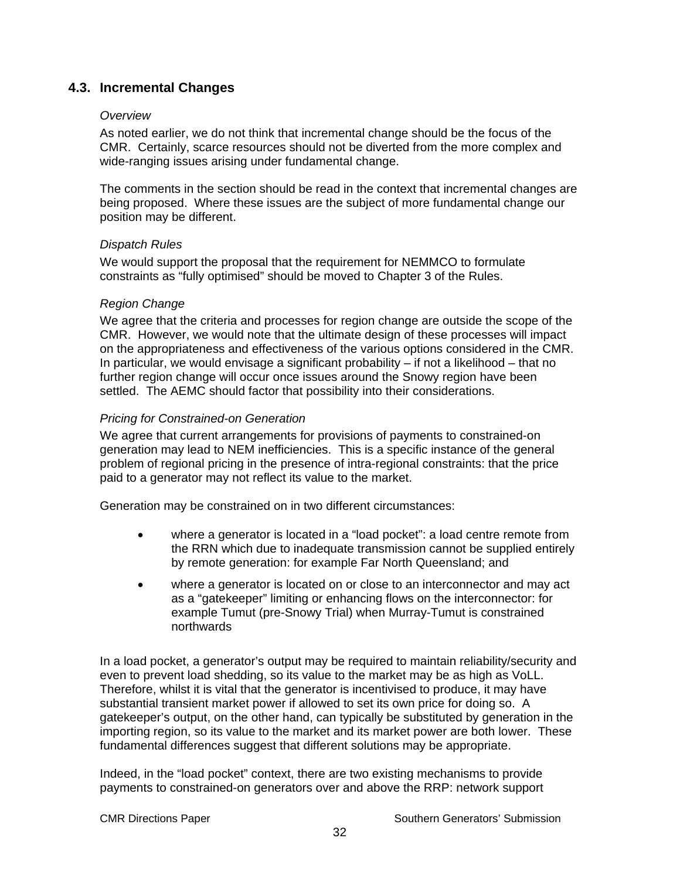## 4.3. Incremental Changes

*Overview*

As noted earlier, we do not think that incremental change should be the focus of the CMR. Certainly, scarce resources should not be diverted from the more complex and wide-ranging issues arising under fundamental change.

The comments in the section should be read in the context that incremental changes are being proposed. Where these issues are the subject of more fundamental change our position may be different.

*Dispatch Rules*

We would support the proposal that the requirement for NEMMCO to formulate constraints as "fully optimised" should be moved to Chapter 3 of the Rules.

*Region Change*

We agree that the criteria and processes for region change are outside the scope of the CMR. However, we would note that the ultimate design of these processes will impact on the appropriateness and effectiveness of the various options considered in the CMR. In particular, we would envisage a significant probability – if not a likelihood – that no further region change will occur once issues around the Snowy region have been settled. The AEMC should factor that possibility into their considerations.

*Pricing for Constrained-on Generation*

We agree that current arrangements for provisions of payments to constrained-on generation may lead to NEM inefficiencies. This is a specific instance of the general problem of regional pricing in the presence of intra-regional constraints: that the price paid to a generator may not reflect its value to the market.

Generation may be constrained on in two different circumstances:

- where a generator is located in a "load pocket": a load centre remote from the RRN which due to inadequate transmission cannot be supplied entirely by remote generation: for example Far North Queensland; and
- where a generator is located on or close to an interconnector and may act as a "gatekeeper" limiting or enhancing flows on the interconnector: for example Tumut (pre-Snowy Trial) when Murray-Tumut is constrained northwards

In a load pocket, a generator's output may be required to maintain reliability/security and even to prevent load shedding, so its value to the market may be as high as VoLL. Therefore, whilst it is vital that the generator is incentivised to produce, it may have substantial transient market power if allowed to set its own price for doing so. A gatekeeper's output, on the other hand, can typically be substituted by generation in the importing region, so its value to the market and its market power are both lower. These fundamental differences suggest that different solutions may be appropriate.

Indeed, in the "load pocket" context, there are two existing mechanisms to provide payments to constrained-on generators over and above the RRP: network support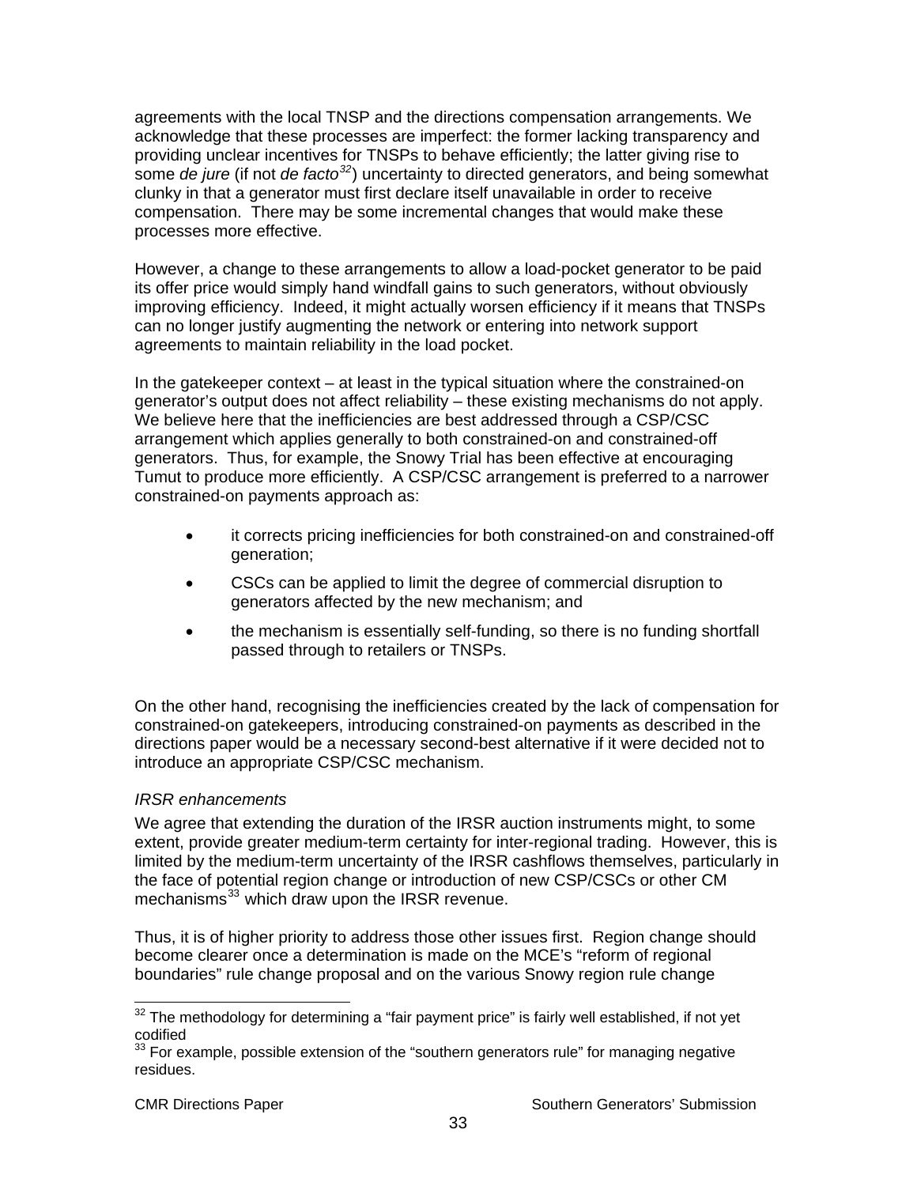agreements with the local TNSP and the directions compensation arrangements. We acknowledge that these processes are imperfect: the former lacking transparency and providing unclear incentives for TNSPs to behave efficiently; the latter giving rise to some *de jure* (if not *de facto*[32]) uncertainty to directed generators, and being somewhat clunky in that a generator must first declare itself unavailable in order to receive compensation. There may be some incremental changes that would make these processes more effective.

However, a change to these arrangements to allow a load-pocket generator to be paid its offer price would simply hand windfall gains to such generators, without obviously improving efficiency. Indeed, it might actually worsen efficiency if it means that TNSPs can no longer justify augmenting the network or entering into network support agreements to maintain reliability in the load pocket.

In the gatekeeper context – at least in the typical situation where the constrained-on generator's output does not affect reliability – these existing mechanisms do not apply. We believe here that the inefficiencies are best addressed through a CSP/CSC arrangement which applies generally to both constrained-on and constrained-off generators. Thus, for example, the Snowy Trial has been effective at encouraging Tumut to produce more efficiently. A CSP/CSC arrangement is preferred to a narrower constrained-on payments approach as:

- it corrects pricing inefficiencies for both constrained-on and constrained-off generation;
- CSCs can be applied to limit the degree of commercial disruption to generators affected by the new mechanism; and
- the mechanism is essentially self-funding, so there is no funding shortfall passed through to retailers or TNSPs.

On the other hand, recognising the inefficiencies created by the lack of compensation for constrained-on gatekeepers, introducing constrained-on payments as described in the directions paper would be a necessary second-best alternative if it were decided not to introduce an appropriate CSP/CSC mechanism.

*IRSR enhancements*

We agree that extending the duration of the IRSR auction instruments might, to some extent, provide greater medium-term certainty for inter-regional trading. However, this is limited by the medium-term uncertainty of the IRSR cashflows themselves, particularly in the face of potential region change or introduction of new CSP/CSCs or other CM mechanisms[33] which draw upon the IRSR revenue.

Thus, it is of higher priority to address those other issues first. Region change should become clearer once a determination is made on the MCE's "reform of regional boundaries" rule change proposal and on the various Snowy region rule change

---

[32] The methodology for determining a "fair payment price" is fairly well established, if not yet codified

[33] For example, possible extension of the "southern generators rule" for managing negative residues.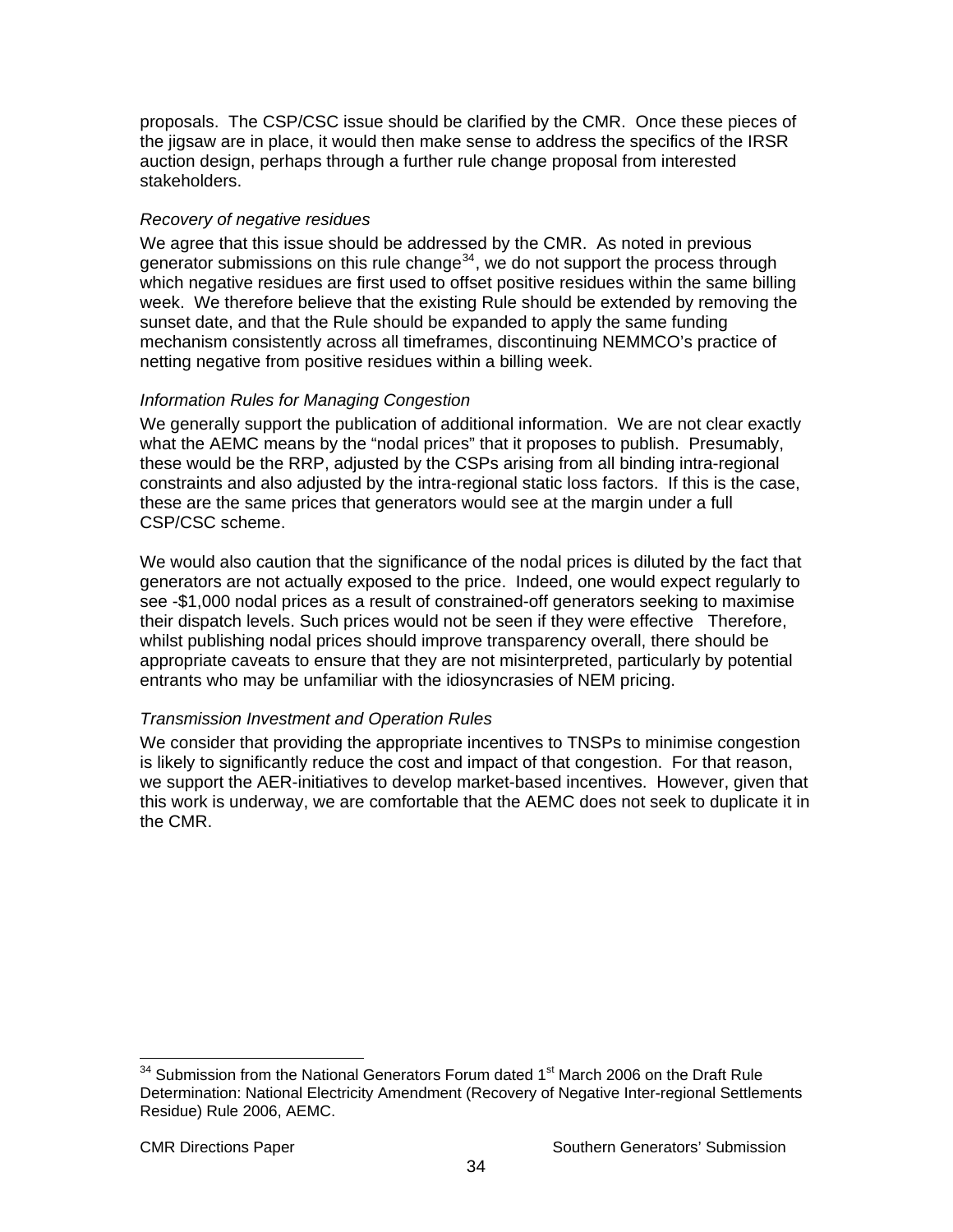proposals. The CSP/CSC issue should be clarified by the CMR. Once these pieces of the jigsaw are in place, it would then make sense to address the specifics of the IRSR auction design, perhaps through a further rule change proposal from interested stakeholders.

*Recovery of negative residues*

We agree that this issue should be addressed by the CMR. As noted in previous generator submissions on this rule change[34], we do not support the process through which negative residues are first used to offset positive residues within the same billing week. We therefore believe that the existing Rule should be extended by removing the sunset date, and that the Rule should be expanded to apply the same funding mechanism consistently across all timeframes, discontinuing NEMMCO's practice of netting negative from positive residues within a billing week.

*Information Rules for Managing Congestion*

We generally support the publication of additional information. We are not clear exactly what the AEMC means by the "nodal prices" that it proposes to publish. Presumably, these would be the RRP, adjusted by the CSPs arising from all binding intra-regional constraints and also adjusted by the intra-regional static loss factors. If this is the case, these are the same prices that generators would see at the margin under a full CSP/CSC scheme.

We would also caution that the significance of the nodal prices is diluted by the fact that generators are not actually exposed to the price. Indeed, one would expect regularly to see -$1,000 nodal prices as a result of constrained-off generators seeking to maximise their dispatch levels. Such prices would not be seen if they were effective Therefore, whilst publishing nodal prices should improve transparency overall, there should be appropriate caveats to ensure that they are not misinterpreted, particularly by potential entrants who may be unfamiliar with the idiosyncrasies of NEM pricing.

*Transmission Investment and Operation Rules*

We consider that providing the appropriate incentives to TNSPs to minimise congestion is likely to significantly reduce the cost and impact of that congestion. For that reason, we support the AER-initiatives to develop market-based incentives. However, given that this work is underway, we are comfortable that the AEMC does not seek to duplicate it in the CMR.

---

[34] Submission from the National Generators Forum dated 1st March 2006 on the Draft Rule Determination: National Electricity Amendment (Recovery of Negative Inter-regional Settlements Residue) Rule 2006, AEMC.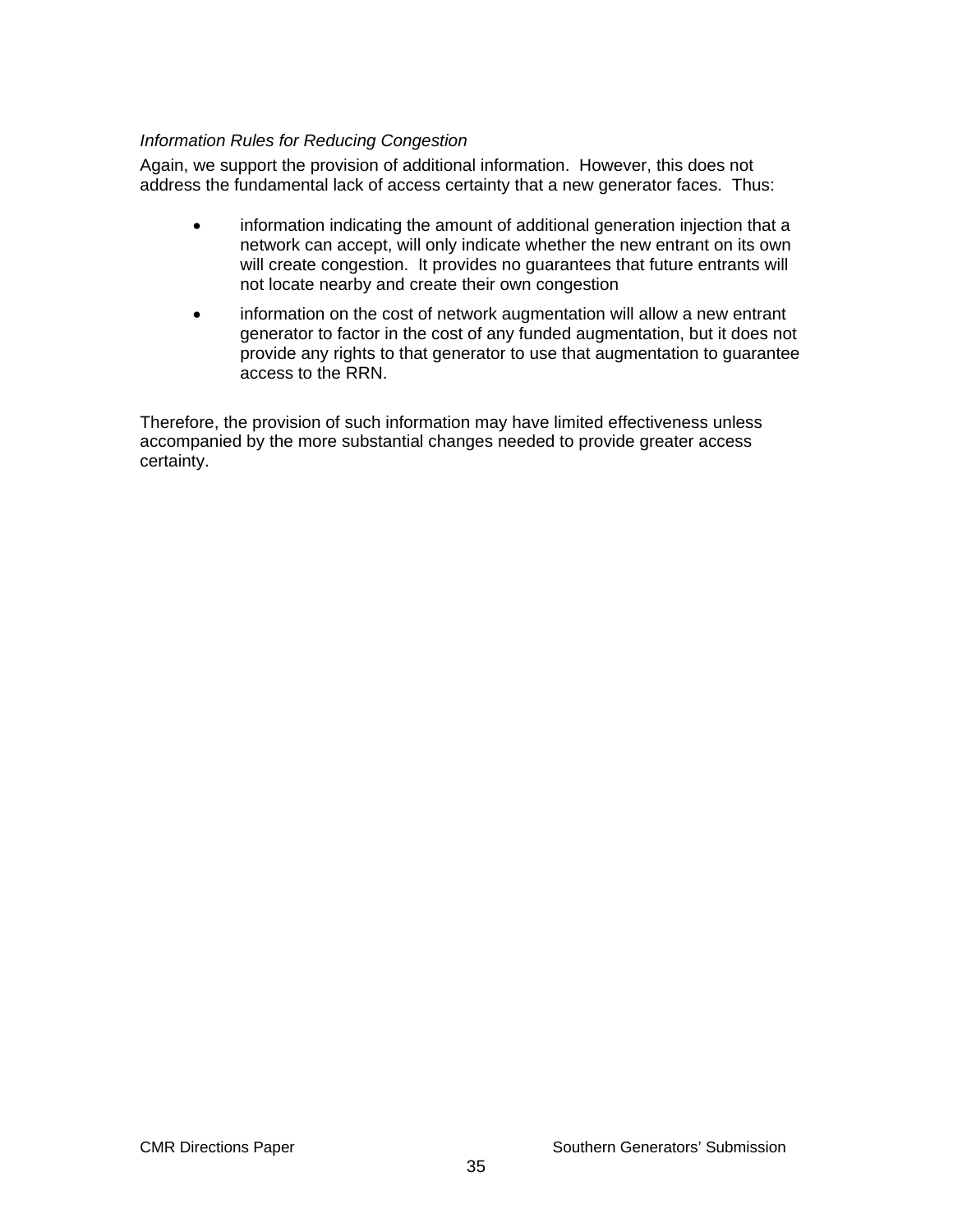*Information Rules for Reducing Congestion*

Again, we support the provision of additional information. However, this does not address the fundamental lack of access certainty that a new generator faces. Thus:

- information indicating the amount of additional generation injection that a network can accept, will only indicate whether the new entrant on its own will create congestion. It provides no guarantees that future entrants will not locate nearby and create their own congestion
- information on the cost of network augmentation will allow a new entrant generator to factor in the cost of any funded augmentation, but it does not provide any rights to that generator to use that augmentation to guarantee access to the RRN.

Therefore, the provision of such information may have limited effectiveness unless accompanied by the more substantial changes needed to provide greater access certainty.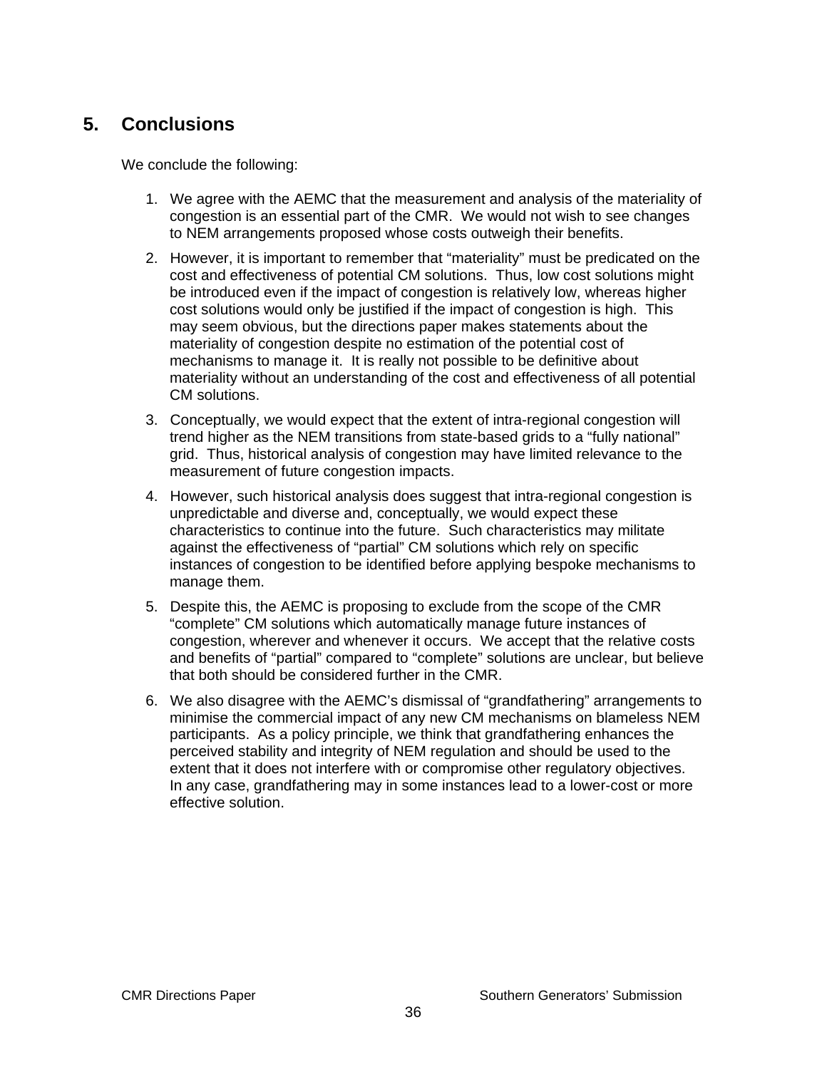## 5. Conclusions

We conclude the following:

1. We agree with the AEMC that the measurement and analysis of the materiality of congestion is an essential part of the CMR. We would not wish to see changes to NEM arrangements proposed whose costs outweigh their benefits.
2. However, it is important to remember that "materiality" must be predicated on the cost and effectiveness of potential CM solutions. Thus, low cost solutions might be introduced even if the impact of congestion is relatively low, whereas higher cost solutions would only be justified if the impact of congestion is high. This may seem obvious, but the directions paper makes statements about the materiality of congestion despite no estimation of the potential cost of mechanisms to manage it. It is really not possible to be definitive about materiality without an understanding of the cost and effectiveness of all potential CM solutions.
3. Conceptually, we would expect that the extent of intra-regional congestion will trend higher as the NEM transitions from state-based grids to a "fully national" grid. Thus, historical analysis of congestion may have limited relevance to the measurement of future congestion impacts.
4. However, such historical analysis does suggest that intra-regional congestion is unpredictable and diverse and, conceptually, we would expect these characteristics to continue into the future. Such characteristics may militate against the effectiveness of "partial" CM solutions which rely on specific instances of congestion to be identified before applying bespoke mechanisms to manage them.
5. Despite this, the AEMC is proposing to exclude from the scope of the CMR "complete" CM solutions which automatically manage future instances of congestion, wherever and whenever it occurs. We accept that the relative costs and benefits of "partial" compared to "complete" solutions are unclear, but believe that both should be considered further in the CMR.
6. We also disagree with the AEMC's dismissal of "grandfathering" arrangements to minimise the commercial impact of any new CM mechanisms on blameless NEM participants. As a policy principle, we think that grandfathering enhances the perceived stability and integrity of NEM regulation and should be used to the extent that it does not interfere with or compromise other regulatory objectives. In any case, grandfathering may in some instances lead to a lower-cost or more effective solution.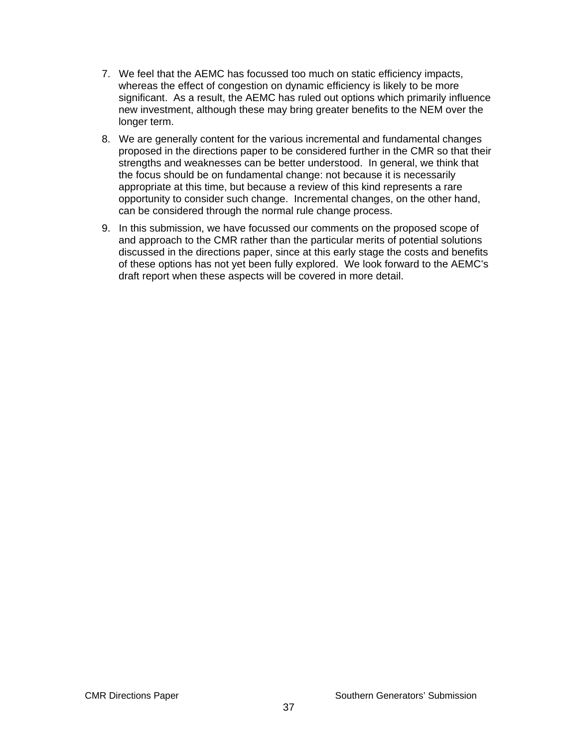7. We feel that the AEMC has focussed too much on static efficiency impacts, whereas the effect of congestion on dynamic efficiency is likely to be more significant. As a result, the AEMC has ruled out options which primarily influence new investment, although these may bring greater benefits to the NEM over the longer term.

8. We are generally content for the various incremental and fundamental changes proposed in the directions paper to be considered further in the CMR so that their strengths and weaknesses can be better understood. In general, we think that the focus should be on fundamental change: not because it is necessarily appropriate at this time, but because a review of this kind represents a rare opportunity to consider such change. Incremental changes, on the other hand, can be considered through the normal rule change process.

9. In this submission, we have focussed our comments on the proposed scope of and approach to the CMR rather than the particular merits of potential solutions discussed in the directions paper, since at this early stage the costs and benefits of these options has not yet been fully explored. We look forward to the AEMC's draft report when these aspects will be covered in more detail.